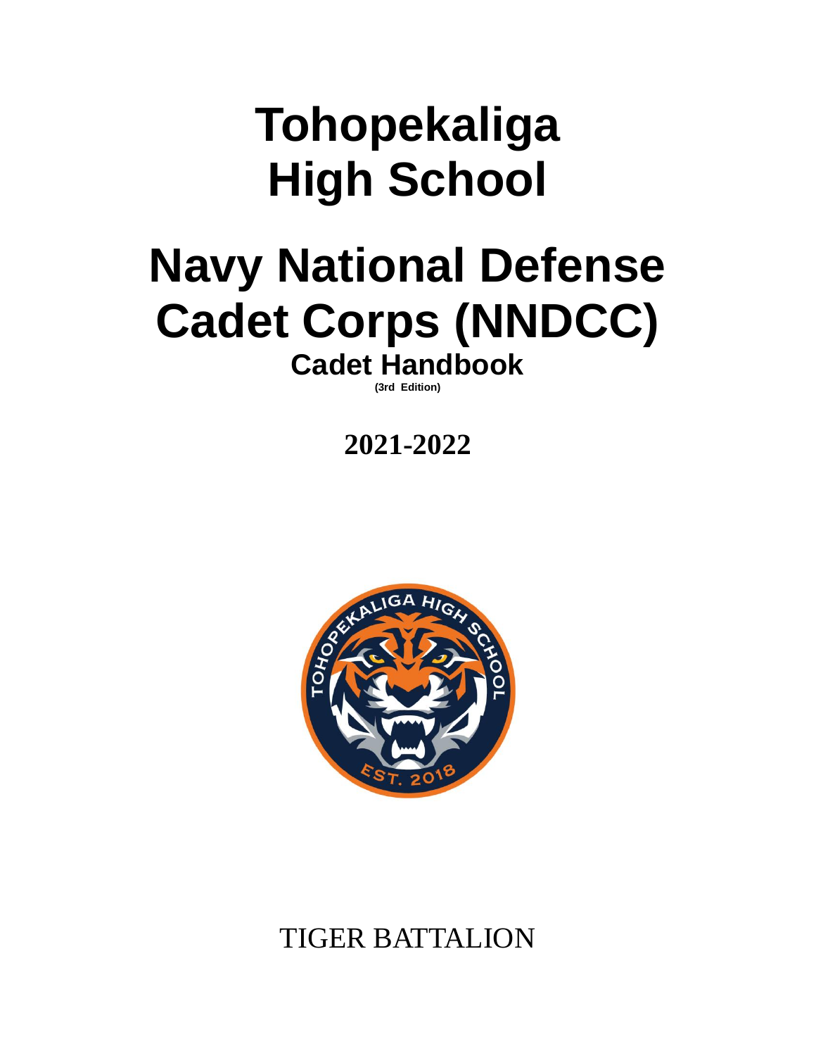# Tohopekaliga High School

# Navy National Defense Cadet Corps (NNDCC)

## Cadet Handbook

**(3rd Edition)**

**2021-2022**

TIGER BATTALION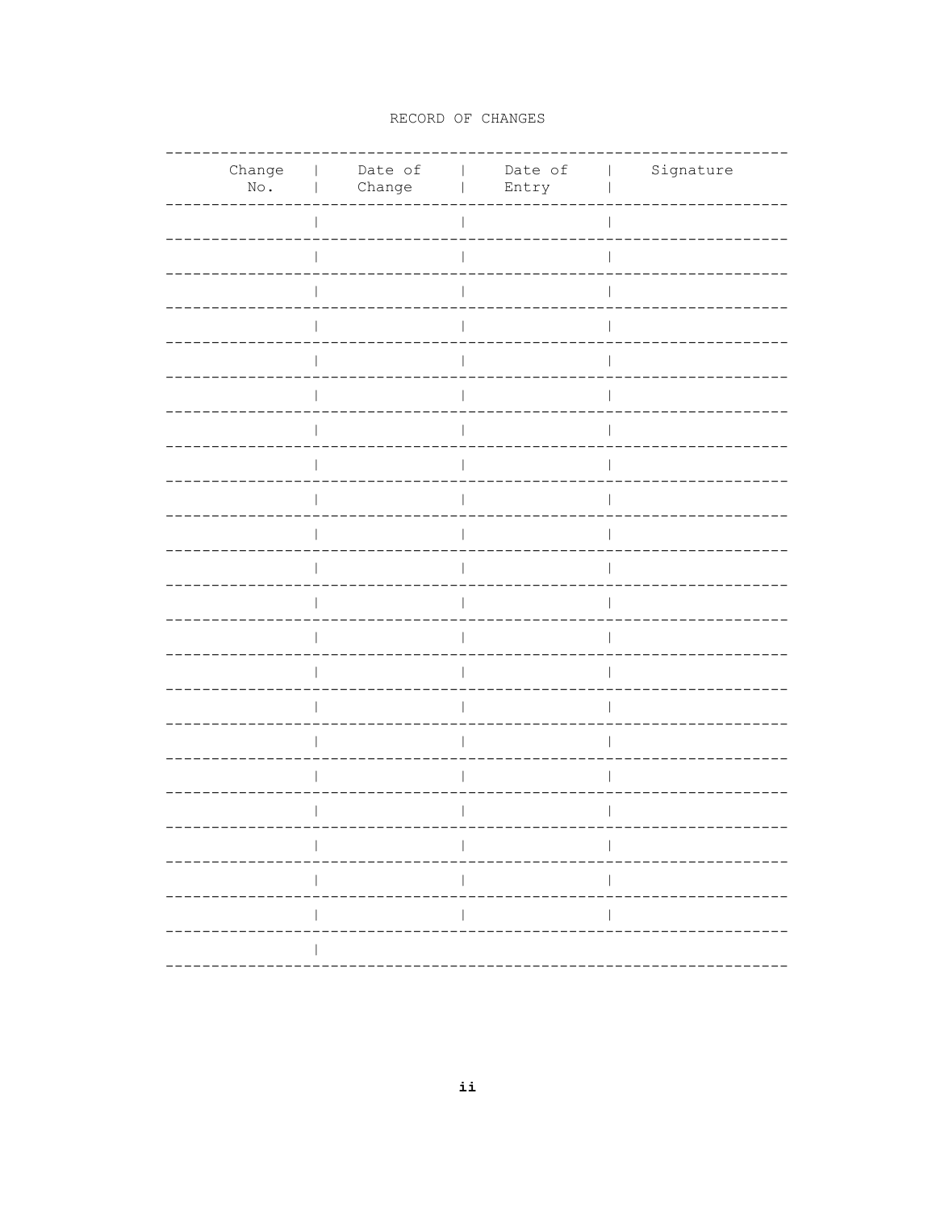RECORD OF CHANGES

| Change No. | Date of Change | Date of Entry | Signature |
| --- | --- | --- | --- |
| | | | |
| | | | |
| | | | |
| | | | |
| | | | |
| | | | |
| | | | |
| | | | |
| | | | |
| | | | |
| | | | |
| | | | |
| | | | |
| | | | |
| | | | |
| | | | |
| | | | |
| | | | |
| | | | |
| | | | |
| | | | |
| | | | |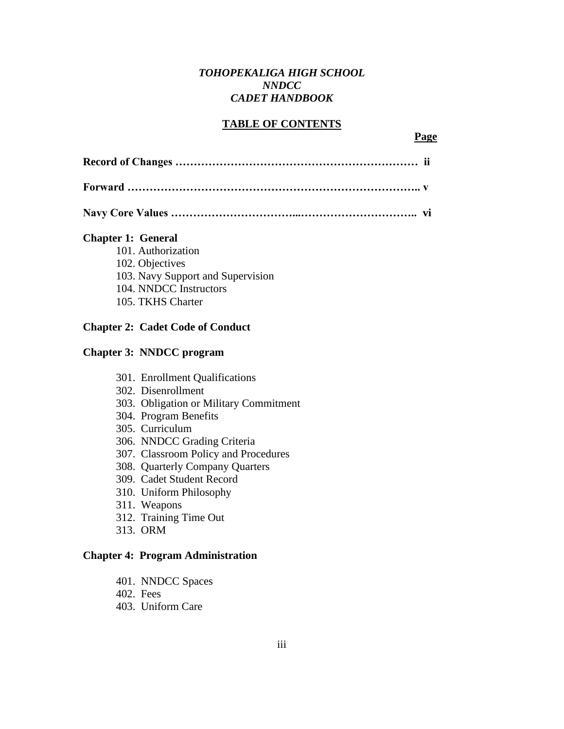*TOHOPEKALIGA HIGH SCHOOL*
*NNDCC*
*CADET HANDBOOK*

## TABLE OF CONTENTS

**Page**

**Record of Changes ………………………………………………………… ii**

**Forward ……………………………………………………………………….. v**

**Navy Core Values ……………………………...………………………….. vi**

**Chapter 1: General**

101. Authorization
102. Objectives
103. Navy Support and Supervision
104. NNDCC Instructors
105. TKHS Charter

**Chapter 2: Cadet Code of Conduct**

**Chapter 3: NNDCC program**

301. Enrollment Qualifications
302. Disenrollment
303. Obligation or Military Commitment
304. Program Benefits
305. Curriculum
306. NNDCC Grading Criteria
307. Classroom Policy and Procedures
308. Quarterly Company Quarters
309. Cadet Student Record
310. Uniform Philosophy
311. Weapons
312. Training Time Out
313. ORM

**Chapter 4: Program Administration**

401. NNDCC Spaces
402. Fees
403. Uniform Care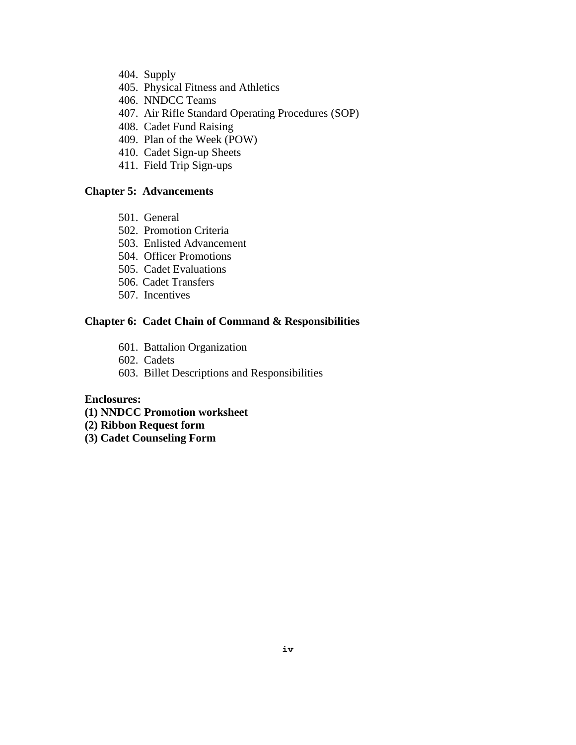404. Supply
405. Physical Fitness and Athletics
406. NNDCC Teams
407. Air Rifle Standard Operating Procedures (SOP)
408. Cadet Fund Raising
409. Plan of the Week (POW)
410. Cadet Sign-up Sheets
411. Field Trip Sign-ups

**Chapter 5: Advancements**

501. General
502. Promotion Criteria
503. Enlisted Advancement
504. Officer Promotions
505. Cadet Evaluations
506. Cadet Transfers
507. Incentives

**Chapter 6: Cadet Chain of Command & Responsibilities**

601. Battalion Organization
602. Cadets
603. Billet Descriptions and Responsibilities

**Enclosures:**
**(1) NNDCC Promotion worksheet**
**(2) Ribbon Request form**
**(3) Cadet Counseling Form**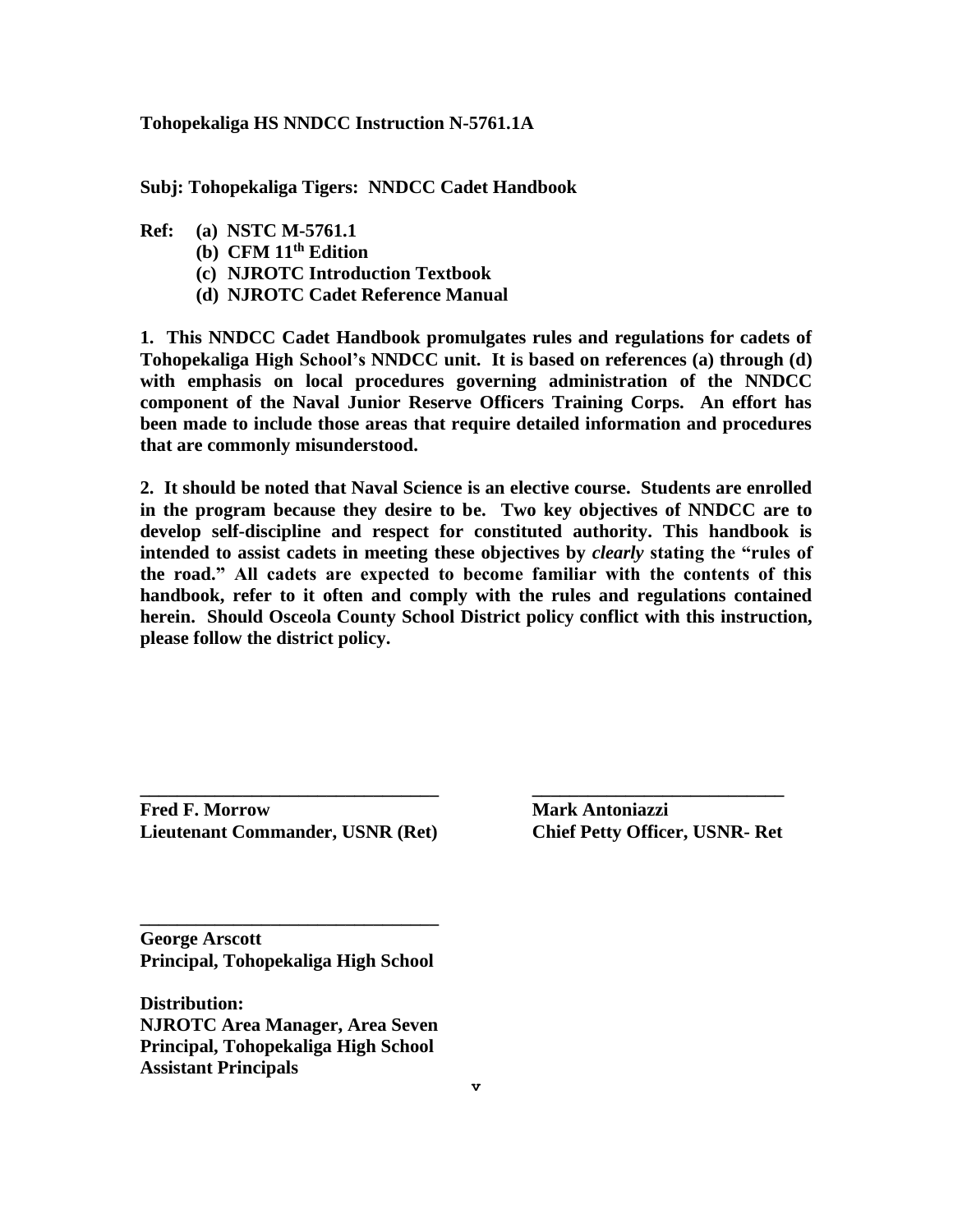**Tohopekaliga HS NNDCC Instruction N-5761.1A**

**Subj: Tohopekaliga Tigers: NNDCC Cadet Handbook**

**Ref: (a) NSTC M-5761.1**
**(b) CFM 11th Edition**
**(c) NJROTC Introduction Textbook**
**(d) NJROTC Cadet Reference Manual**

**1. This NNDCC Cadet Handbook promulgates rules and regulations for cadets of Tohopekaliga High School's NNDCC unit. It is based on references (a) through (d) with emphasis on local procedures governing administration of the NNDCC component of the Naval Junior Reserve Officers Training Corps. An effort has been made to include those areas that require detailed information and procedures that are commonly misunderstood.**

**2. It should be noted that Naval Science is an elective course. Students are enrolled in the program because they desire to be. Two key objectives of NNDCC are to develop self-discipline and respect for constituted authority. This handbook is intended to assist cadets in meeting these objectives by *clearly* stating the "rules of the road." All cadets are expected to become familiar with the contents of this handbook, refer to it often and comply with the rules and regulations contained herein. Should Osceola County School District policy conflict with this instruction, please follow the district policy.**

________________________________
**Fred F. Morrow**
**Lieutenant Commander, USNR (Ret)**

________________________________
**Mark Antoniazzi**
**Chief Petty Officer, USNR- Ret**

________________________________
**George Arscott**
**Principal, Tohopekaliga High School**

**Distribution:**
**NJROTC Area Manager, Area Seven**
**Principal, Tohopekaliga High School**
**Assistant Principals**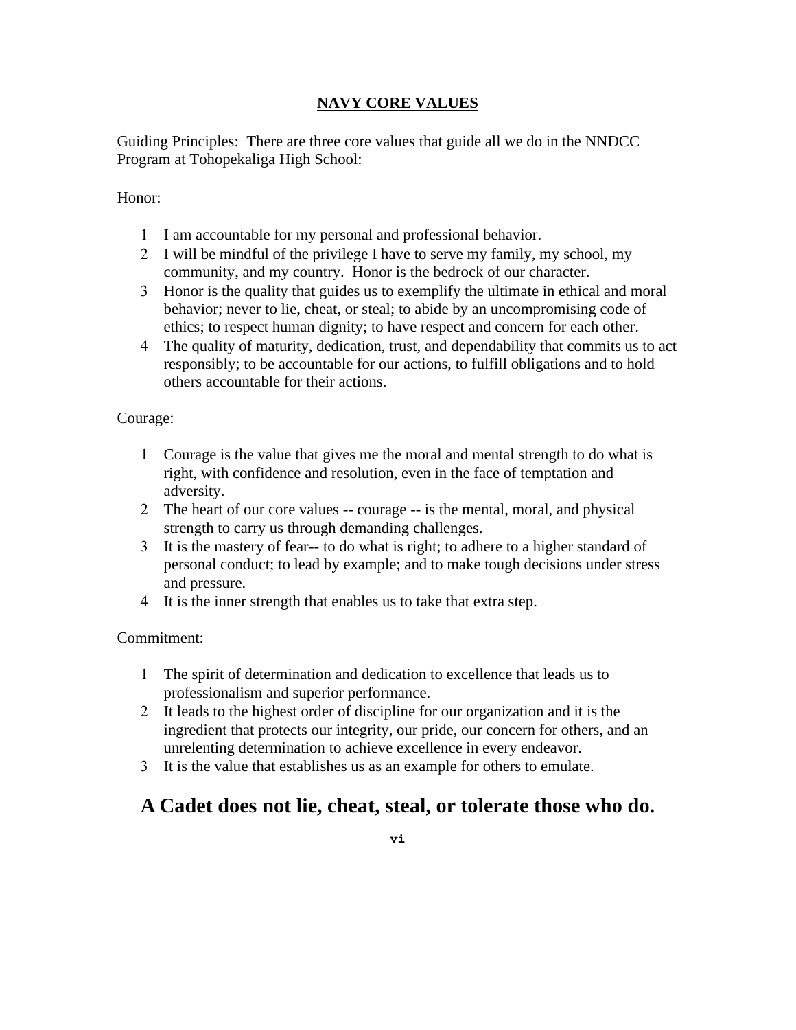# NAVY CORE VALUES

Guiding Principles: There are three core values that guide all we do in the NNDCC Program at Tohopekaliga High School:

Honor:

1. I am accountable for my personal and professional behavior.
2. I will be mindful of the privilege I have to serve my family, my school, my community, and my country. Honor is the bedrock of our character.
3. Honor is the quality that guides us to exemplify the ultimate in ethical and moral behavior; never to lie, cheat, or steal; to abide by an uncompromising code of ethics; to respect human dignity; to have respect and concern for each other.
4. The quality of maturity, dedication, trust, and dependability that commits us to act responsibly; to be accountable for our actions, to fulfill obligations and to hold others accountable for their actions.

Courage:

1. Courage is the value that gives me the moral and mental strength to do what is right, with confidence and resolution, even in the face of temptation and adversity.
2. The heart of our core values -- courage -- is the mental, moral, and physical strength to carry us through demanding challenges.
3. It is the mastery of fear-- to do what is right; to adhere to a higher standard of personal conduct; to lead by example; and to make tough decisions under stress and pressure.
4. It is the inner strength that enables us to take that extra step.

Commitment:

1. The spirit of determination and dedication to excellence that leads us to professionalism and superior performance.
2. It leads to the highest order of discipline for our organization and it is the ingredient that protects our integrity, our pride, our concern for others, and an unrelenting determination to achieve excellence in every endeavor.
3. It is the value that establishes us as an example for others to emulate.

## A Cadet does not lie, cheat, steal, or tolerate those who do.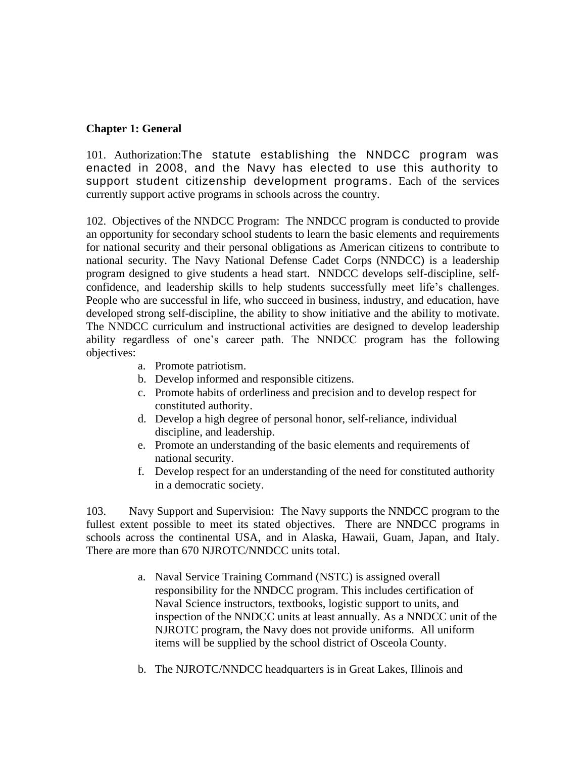**Chapter 1: General**

101. Authorization:The statute establishing the NNDCC program was enacted in 2008, and the Navy has elected to use this authority to support student citizenship development programs. Each of the services currently support active programs in schools across the country.

102. Objectives of the NNDCC Program: The NNDCC program is conducted to provide an opportunity for secondary school students to learn the basic elements and requirements for national security and their personal obligations as American citizens to contribute to national security. The Navy National Defense Cadet Corps (NNDCC) is a leadership program designed to give students a head start. NNDCC develops self-discipline, self-confidence, and leadership skills to help students successfully meet life's challenges. People who are successful in life, who succeed in business, industry, and education, have developed strong self-discipline, the ability to show initiative and the ability to motivate. The NNDCC curriculum and instructional activities are designed to develop leadership ability regardless of one's career path. The NNDCC program has the following objectives:

a. Promote patriotism.
b. Develop informed and responsible citizens.
c. Promote habits of orderliness and precision and to develop respect for constituted authority.
d. Develop a high degree of personal honor, self-reliance, individual discipline, and leadership.
e. Promote an understanding of the basic elements and requirements of national security.
f. Develop respect for an understanding of the need for constituted authority in a democratic society.

103. Navy Support and Supervision: The Navy supports the NNDCC program to the fullest extent possible to meet its stated objectives. There are NNDCC programs in schools across the continental USA, and in Alaska, Hawaii, Guam, Japan, and Italy. There are more than 670 NJROTC/NNDCC units total.

a. Naval Service Training Command (NSTC) is assigned overall responsibility for the NNDCC program. This includes certification of Naval Science instructors, textbooks, logistic support to units, and inspection of the NNDCC units at least annually. As a NNDCC unit of the NJROTC program, the Navy does not provide uniforms. All uniform items will be supplied by the school district of Osceola County.

b. The NJROTC/NNDCC headquarters is in Great Lakes, Illinois and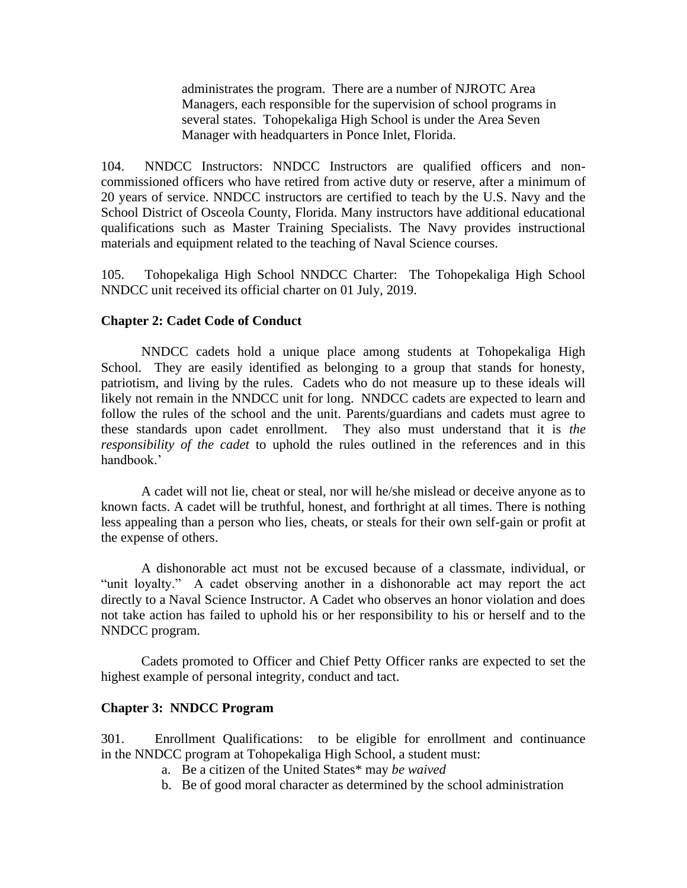administrates the program. There are a number of NJROTC Area Managers, each responsible for the supervision of school programs in several states. Tohopekaliga High School is under the Area Seven Manager with headquarters in Ponce Inlet, Florida.

104. NNDCC Instructors: NNDCC Instructors are qualified officers and non-commissioned officers who have retired from active duty or reserve, after a minimum of 20 years of service. NNDCC instructors are certified to teach by the U.S. Navy and the School District of Osceola County, Florida. Many instructors have additional educational qualifications such as Master Training Specialists. The Navy provides instructional materials and equipment related to the teaching of Naval Science courses.

105. Tohopekaliga High School NNDCC Charter: The Tohopekaliga High School NNDCC unit received its official charter on 01 July, 2019.

**Chapter 2: Cadet Code of Conduct**

NNDCC cadets hold a unique place among students at Tohopekaliga High School. They are easily identified as belonging to a group that stands for honesty, patriotism, and living by the rules. Cadets who do not measure up to these ideals will likely not remain in the NNDCC unit for long. NNDCC cadets are expected to learn and follow the rules of the school and the unit. Parents/guardians and cadets must agree to these standards upon cadet enrollment. They also must understand that it is *the responsibility of the cadet* to uphold the rules outlined in the references and in this handbook.'

A cadet will not lie, cheat or steal, nor will he/she mislead or deceive anyone as to known facts. A cadet will be truthful, honest, and forthright at all times. There is nothing less appealing than a person who lies, cheats, or steals for their own self-gain or profit at the expense of others.

A dishonorable act must not be excused because of a classmate, individual, or "unit loyalty." A cadet observing another in a dishonorable act may report the act directly to a Naval Science Instructor. A Cadet who observes an honor violation and does not take action has failed to uphold his or her responsibility to his or herself and to the NNDCC program.

Cadets promoted to Officer and Chief Petty Officer ranks are expected to set the highest example of personal integrity, conduct and tact.

**Chapter 3: NNDCC Program**

301. Enrollment Qualifications: to be eligible for enrollment and continuance in the NNDCC program at Tohopekaliga High School, a student must:

a. Be a citizen of the United States* may *be waived*
b. Be of good moral character as determined by the school administration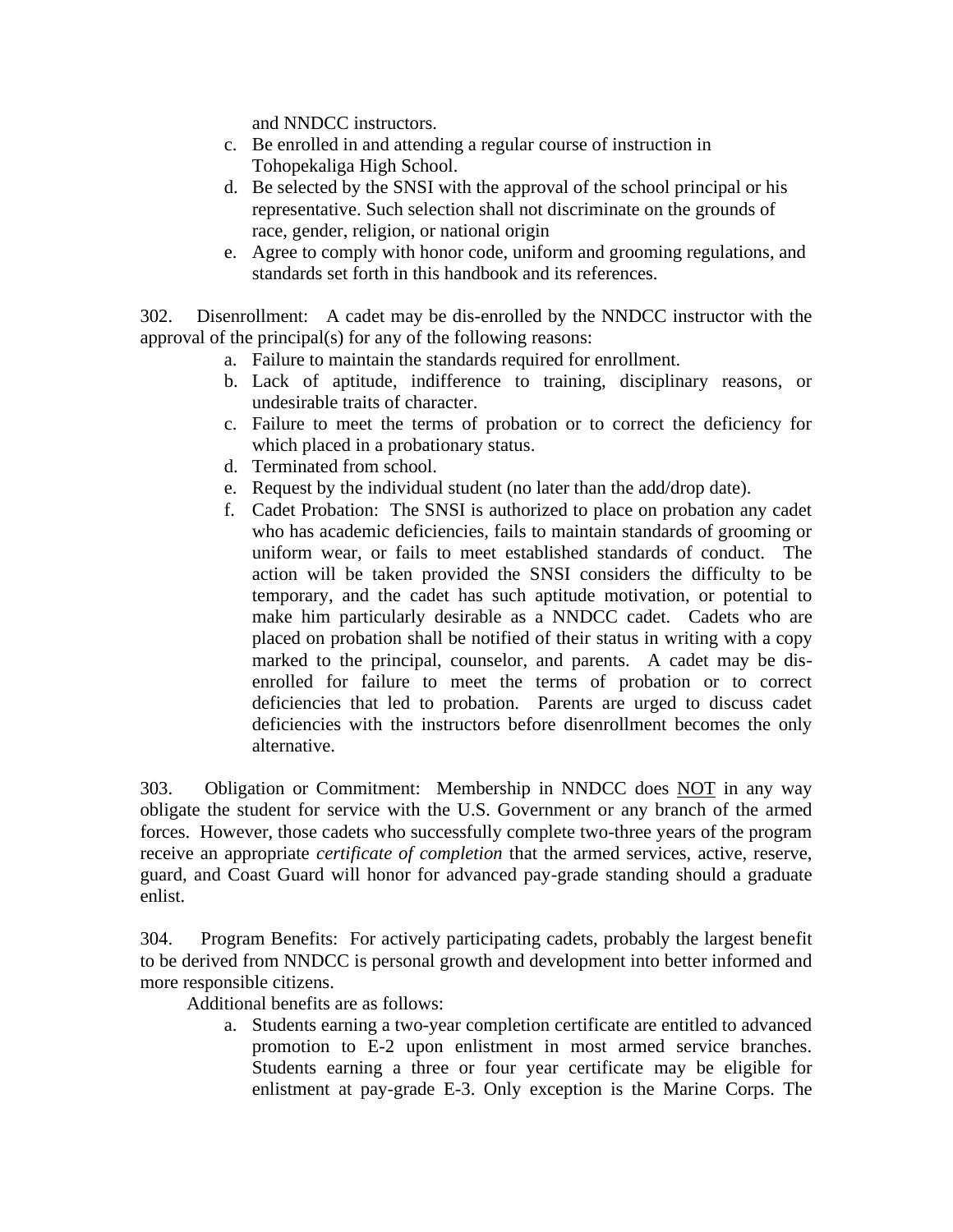and NNDCC instructors.

c. Be enrolled in and attending a regular course of instruction in Tohopekaliga High School.
d. Be selected by the SNSI with the approval of the school principal or his representative. Such selection shall not discriminate on the grounds of race, gender, religion, or national origin
e. Agree to comply with honor code, uniform and grooming regulations, and standards set forth in this handbook and its references.

302. Disenrollment: A cadet may be dis-enrolled by the NNDCC instructor with the approval of the principal(s) for any of the following reasons:

a. Failure to maintain the standards required for enrollment.
b. Lack of aptitude, indifference to training, disciplinary reasons, or undesirable traits of character.
c. Failure to meet the terms of probation or to correct the deficiency for which placed in a probationary status.
d. Terminated from school.
e. Request by the individual student (no later than the add/drop date).
f. Cadet Probation: The SNSI is authorized to place on probation any cadet who has academic deficiencies, fails to maintain standards of grooming or uniform wear, or fails to meet established standards of conduct. The action will be taken provided the SNSI considers the difficulty to be temporary, and the cadet has such aptitude motivation, or potential to make him particularly desirable as a NNDCC cadet. Cadets who are placed on probation shall be notified of their status in writing with a copy marked to the principal, counselor, and parents. A cadet may be dis-enrolled for failure to meet the terms of probation or to correct deficiencies that led to probation. Parents are urged to discuss cadet deficiencies with the instructors before disenrollment becomes the only alternative.

303. Obligation or Commitment: Membership in NNDCC does <u>NOT</u> in any way obligate the student for service with the U.S. Government or any branch of the armed forces. However, those cadets who successfully complete two-three years of the program receive an appropriate *certificate of completion* that the armed services, active, reserve, guard, and Coast Guard will honor for advanced pay-grade standing should a graduate enlist.

304. Program Benefits: For actively participating cadets, probably the largest benefit to be derived from NNDCC is personal growth and development into better informed and more responsible citizens.

Additional benefits are as follows:

a. Students earning a two-year completion certificate are entitled to advanced promotion to E-2 upon enlistment in most armed service branches. Students earning a three or four year certificate may be eligible for enlistment at pay-grade E-3. Only exception is the Marine Corps. The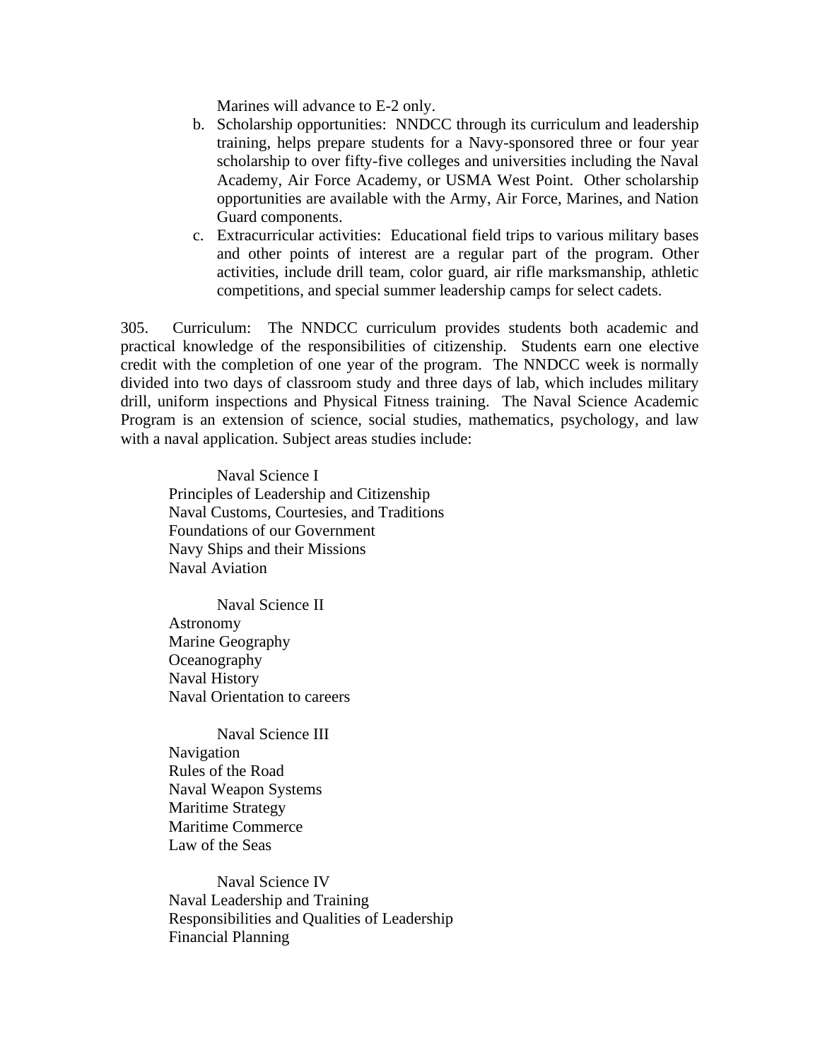Marines will advance to E-2 only.

b. Scholarship opportunities: NNDCC through its curriculum and leadership training, helps prepare students for a Navy-sponsored three or four year scholarship to over fifty-five colleges and universities including the Naval Academy, Air Force Academy, or USMA West Point. Other scholarship opportunities are available with the Army, Air Force, Marines, and Nation Guard components.
c. Extracurricular activities: Educational field trips to various military bases and other points of interest are a regular part of the program. Other activities, include drill team, color guard, air rifle marksmanship, athletic competitions, and special summer leadership camps for select cadets.

305. Curriculum: The NNDCC curriculum provides students both academic and practical knowledge of the responsibilities of citizenship. Students earn one elective credit with the completion of one year of the program. The NNDCC week is normally divided into two days of classroom study and three days of lab, which includes military drill, uniform inspections and Physical Fitness training. The Naval Science Academic Program is an extension of science, social studies, mathematics, psychology, and law with a naval application. Subject areas studies include:

Naval Science I

Principles of Leadership and Citizenship
Naval Customs, Courtesies, and Traditions
Foundations of our Government
Navy Ships and their Missions
Naval Aviation

Naval Science II

Astronomy
Marine Geography
Oceanography
Naval History
Naval Orientation to careers

Naval Science III

Navigation
Rules of the Road
Naval Weapon Systems
Maritime Strategy
Maritime Commerce
Law of the Seas

Naval Science IV

Naval Leadership and Training
Responsibilities and Qualities of Leadership
Financial Planning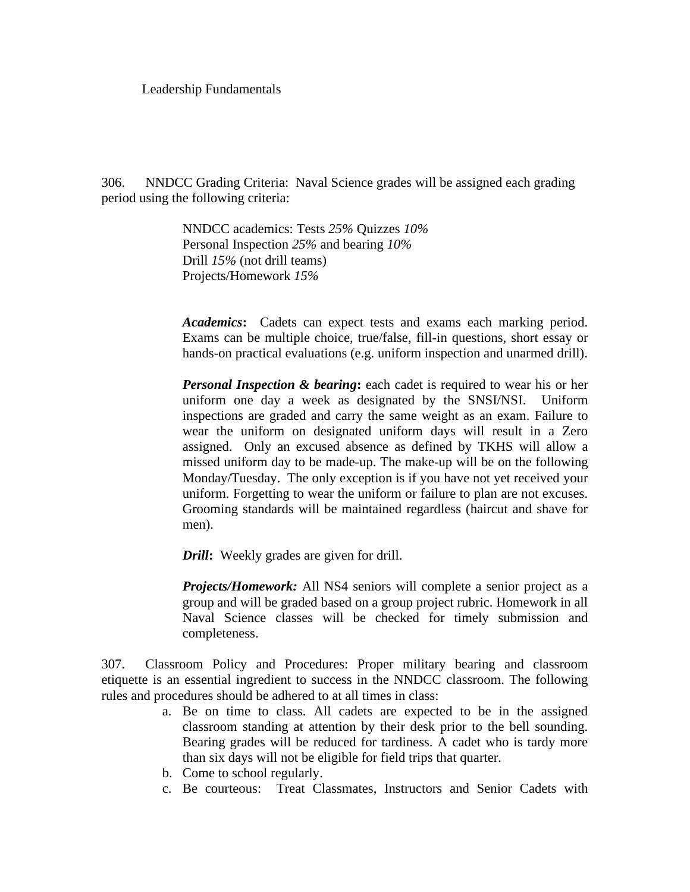Leadership Fundamentals

306. NNDCC Grading Criteria: Naval Science grades will be assigned each grading period using the following criteria:

> NNDCC academics: Tests *25%* Quizzes *10%*
> Personal Inspection *25%* and bearing *10%*
> Drill *15%* (not drill teams)
> Projects/Homework *15%*

***Academics*:** Cadets can expect tests and exams each marking period. Exams can be multiple choice, true/false, fill-in questions, short essay or hands-on practical evaluations (e.g. uniform inspection and unarmed drill).

***Personal Inspection & bearing*:** each cadet is required to wear his or her uniform one day a week as designated by the SNSI/NSI. Uniform inspections are graded and carry the same weight as an exam. Failure to wear the uniform on designated uniform days will result in a Zero assigned. Only an excused absence as defined by TKHS will allow a missed uniform day to be made-up. The make-up will be on the following Monday/Tuesday. The only exception is if you have not yet received your uniform. Forgetting to wear the uniform or failure to plan are not excuses. Grooming standards will be maintained regardless (haircut and shave for men).

***Drill*:** Weekly grades are given for drill.

***Projects/Homework:*** All NS4 seniors will complete a senior project as a group and will be graded based on a group project rubric. Homework in all Naval Science classes will be checked for timely submission and completeness.

307. Classroom Policy and Procedures: Proper military bearing and classroom etiquette is an essential ingredient to success in the NNDCC classroom. The following rules and procedures should be adhered to at all times in class:

a. Be on time to class. All cadets are expected to be in the assigned classroom standing at attention by their desk prior to the bell sounding. Bearing grades will be reduced for tardiness. A cadet who is tardy more than six days will not be eligible for field trips that quarter.
b. Come to school regularly.
c. Be courteous: Treat Classmates, Instructors and Senior Cadets with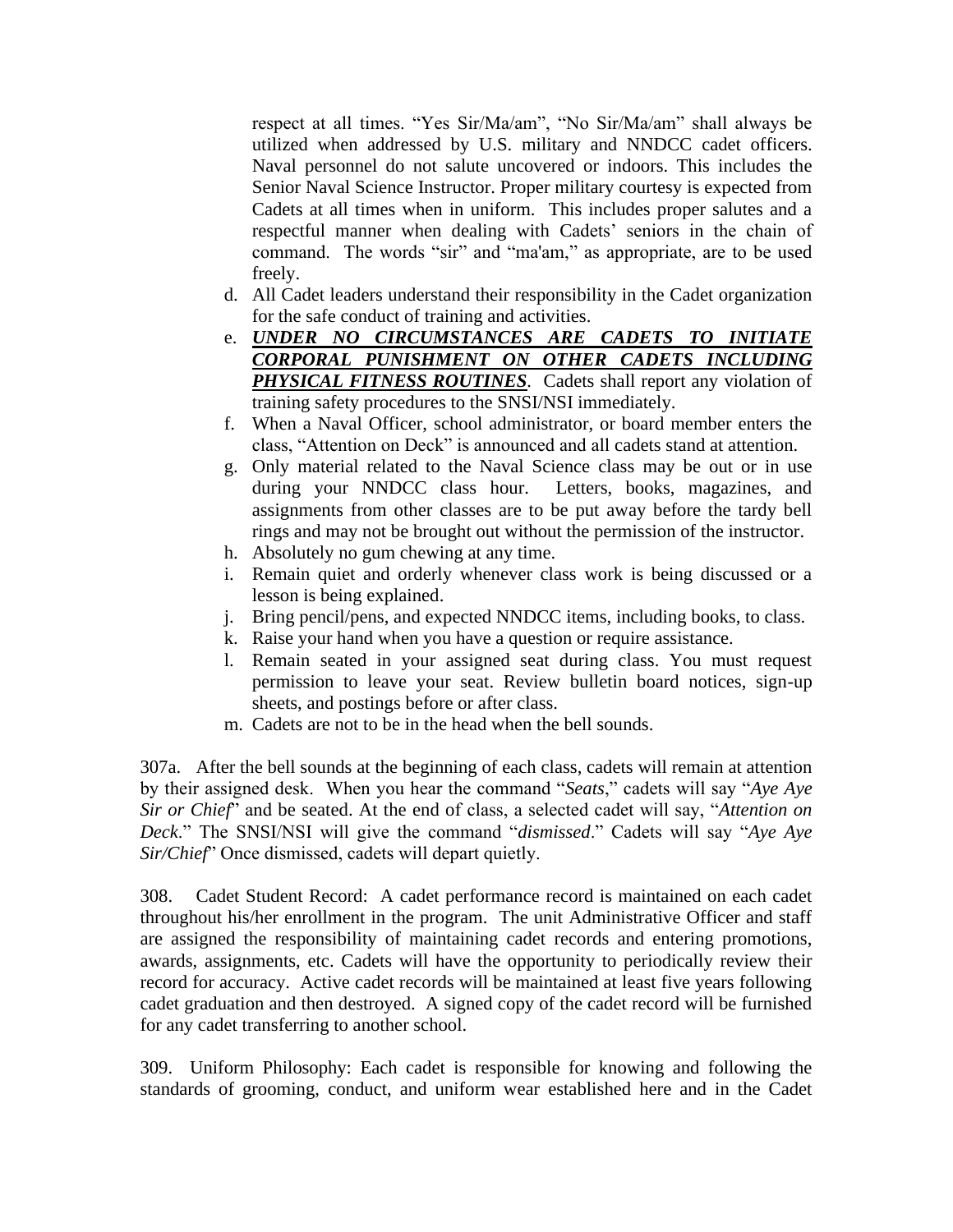respect at all times. “Yes Sir/Ma/am”, “No Sir/Ma/am” shall always be utilized when addressed by U.S. military and NNDCC cadet officers. Naval personnel do not salute uncovered or indoors. This includes the Senior Naval Science Instructor. Proper military courtesy is expected from Cadets at all times when in uniform. This includes proper salutes and a respectful manner when dealing with Cadets' seniors in the chain of command. The words “sir” and “ma'am,” as appropriate, are to be used freely.

d. All Cadet leaders understand their responsibility in the Cadet organization for the safe conduct of training and activities.
e. ***UNDER NO CIRCUMSTANCES ARE CADETS TO INITIATE CORPORAL PUNISHMENT ON OTHER CADETS INCLUDING PHYSICAL FITNESS ROUTINES***. Cadets shall report any violation of training safety procedures to the SNSI/NSI immediately.
f. When a Naval Officer, school administrator, or board member enters the class, “Attention on Deck” is announced and all cadets stand at attention.
g. Only material related to the Naval Science class may be out or in use during your NNDCC class hour. Letters, books, magazines, and assignments from other classes are to be put away before the tardy bell rings and may not be brought out without the permission of the instructor.
h. Absolutely no gum chewing at any time.
i. Remain quiet and orderly whenever class work is being discussed or a lesson is being explained.
j. Bring pencil/pens, and expected NNDCC items, including books, to class.
k. Raise your hand when you have a question or require assistance.
l. Remain seated in your assigned seat during class. You must request permission to leave your seat. Review bulletin board notices, sign-up sheets, and postings before or after class.
m. Cadets are not to be in the head when the bell sounds.

307a. After the bell sounds at the beginning of each class, cadets will remain at attention by their assigned desk. When you hear the command “*Seats*,” cadets will say “*Aye Aye Sir or Chief*” and be seated. At the end of class, a selected cadet will say, “*Attention on Deck*.” The SNSI/NSI will give the command “*dismissed*.” Cadets will say “*Aye Aye Sir/Chief*” Once dismissed, cadets will depart quietly.

308. Cadet Student Record: A cadet performance record is maintained on each cadet throughout his/her enrollment in the program. The unit Administrative Officer and staff are assigned the responsibility of maintaining cadet records and entering promotions, awards, assignments, etc. Cadets will have the opportunity to periodically review their record for accuracy. Active cadet records will be maintained at least five years following cadet graduation and then destroyed. A signed copy of the cadet record will be furnished for any cadet transferring to another school.

309. Uniform Philosophy: Each cadet is responsible for knowing and following the standards of grooming, conduct, and uniform wear established here and in the Cadet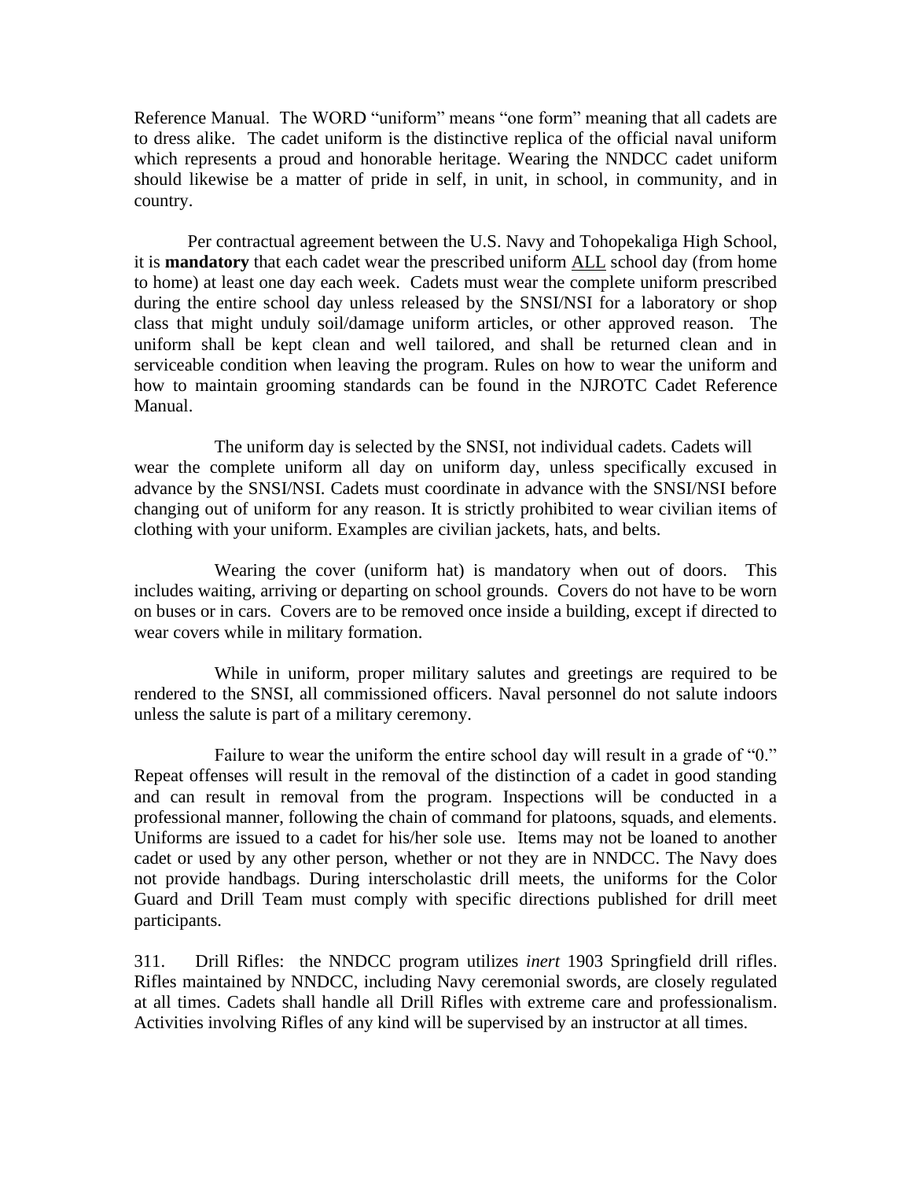Reference Manual. The WORD "uniform" means "one form" meaning that all cadets are to dress alike. The cadet uniform is the distinctive replica of the official naval uniform which represents a proud and honorable heritage. Wearing the NNDCC cadet uniform should likewise be a matter of pride in self, in unit, in school, in community, and in country.

Per contractual agreement between the U.S. Navy and Tohopekaliga High School, it is **mandatory** that each cadet wear the prescribed uniform ALL school day (from home to home) at least one day each week. Cadets must wear the complete uniform prescribed during the entire school day unless released by the SNSI/NSI for a laboratory or shop class that might unduly soil/damage uniform articles, or other approved reason. The uniform shall be kept clean and well tailored, and shall be returned clean and in serviceable condition when leaving the program. Rules on how to wear the uniform and how to maintain grooming standards can be found in the NJROTC Cadet Reference Manual.

The uniform day is selected by the SNSI, not individual cadets. Cadets will wear the complete uniform all day on uniform day, unless specifically excused in advance by the SNSI/NSI. Cadets must coordinate in advance with the SNSI/NSI before changing out of uniform for any reason. It is strictly prohibited to wear civilian items of clothing with your uniform. Examples are civilian jackets, hats, and belts.

Wearing the cover (uniform hat) is mandatory when out of doors. This includes waiting, arriving or departing on school grounds. Covers do not have to be worn on buses or in cars. Covers are to be removed once inside a building, except if directed to wear covers while in military formation.

While in uniform, proper military salutes and greetings are required to be rendered to the SNSI, all commissioned officers. Naval personnel do not salute indoors unless the salute is part of a military ceremony.

Failure to wear the uniform the entire school day will result in a grade of "0." Repeat offenses will result in the removal of the distinction of a cadet in good standing and can result in removal from the program. Inspections will be conducted in a professional manner, following the chain of command for platoons, squads, and elements. Uniforms are issued to a cadet for his/her sole use. Items may not be loaned to another cadet or used by any other person, whether or not they are in NNDCC. The Navy does not provide handbags. During interscholastic drill meets, the uniforms for the Color Guard and Drill Team must comply with specific directions published for drill meet participants.

311. Drill Rifles: the NNDCC program utilizes *inert* 1903 Springfield drill rifles. Rifles maintained by NNDCC, including Navy ceremonial swords, are closely regulated at all times. Cadets shall handle all Drill Rifles with extreme care and professionalism. Activities involving Rifles of any kind will be supervised by an instructor at all times.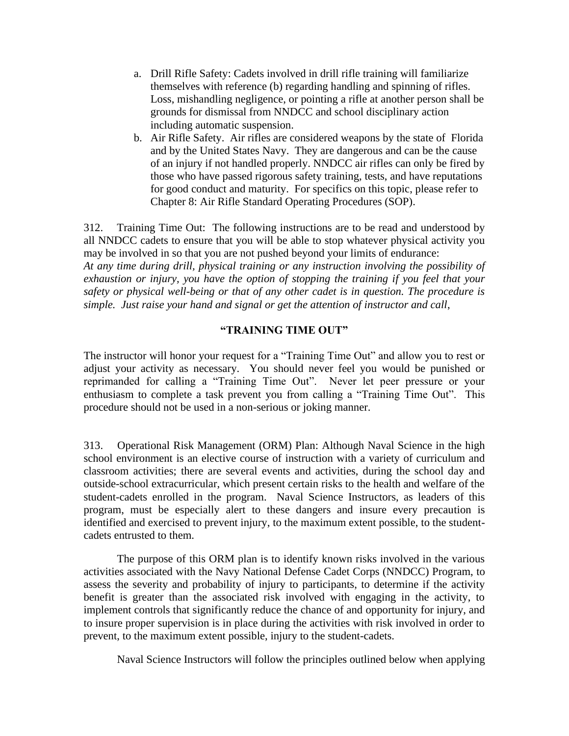a. Drill Rifle Safety: Cadets involved in drill rifle training will familiarize themselves with reference (b) regarding handling and spinning of rifles. Loss, mishandling negligence, or pointing a rifle at another person shall be grounds for dismissal from NNDCC and school disciplinary action including automatic suspension.
b. Air Rifle Safety. Air rifles are considered weapons by the state of Florida and by the United States Navy. They are dangerous and can be the cause of an injury if not handled properly. NNDCC air rifles can only be fired by those who have passed rigorous safety training, tests, and have reputations for good conduct and maturity. For specifics on this topic, please refer to Chapter 8: Air Rifle Standard Operating Procedures (SOP).

312. Training Time Out: The following instructions are to be read and understood by all NNDCC cadets to ensure that you will be able to stop whatever physical activity you may be involved in so that you are not pushed beyond your limits of endurance:
*At any time during drill, physical training or any instruction involving the possibility of exhaustion or injury, you have the option of stopping the training if you feel that your safety or physical well-being or that of any other cadet is in question. The procedure is simple. Just raise your hand and signal or get the attention of instructor and call*,

**"TRAINING TIME OUT"**

The instructor will honor your request for a "Training Time Out" and allow you to rest or adjust your activity as necessary. You should never feel you would be punished or reprimanded for calling a "Training Time Out". Never let peer pressure or your enthusiasm to complete a task prevent you from calling a "Training Time Out". This procedure should not be used in a non-serious or joking manner.

313. Operational Risk Management (ORM) Plan: Although Naval Science in the high school environment is an elective course of instruction with a variety of curriculum and classroom activities; there are several events and activities, during the school day and outside-school extracurricular, which present certain risks to the health and welfare of the student-cadets enrolled in the program. Naval Science Instructors, as leaders of this program, must be especially alert to these dangers and insure every precaution is identified and exercised to prevent injury, to the maximum extent possible, to the student-cadets entrusted to them.

The purpose of this ORM plan is to identify known risks involved in the various activities associated with the Navy National Defense Cadet Corps (NNDCC) Program, to assess the severity and probability of injury to participants, to determine if the activity benefit is greater than the associated risk involved with engaging in the activity, to implement controls that significantly reduce the chance of and opportunity for injury, and to insure proper supervision is in place during the activities with risk involved in order to prevent, to the maximum extent possible, injury to the student-cadets.

Naval Science Instructors will follow the principles outlined below when applying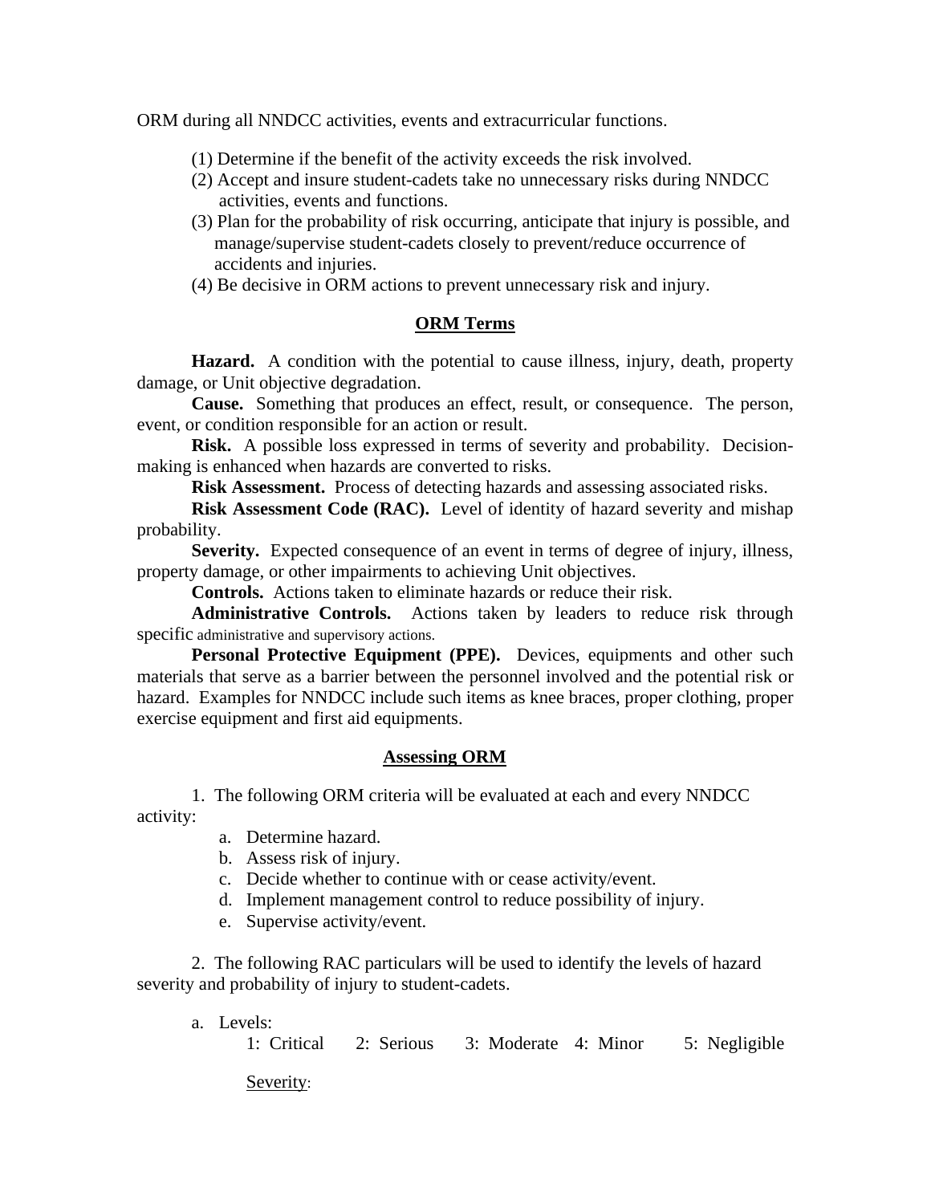ORM during all NNDCC activities, events and extracurricular functions.

(1) Determine if the benefit of the activity exceeds the risk involved.
(2) Accept and insure student-cadets take no unnecessary risks during NNDCC activities, events and functions.
(3) Plan for the probability of risk occurring, anticipate that injury is possible, and manage/supervise student-cadets closely to prevent/reduce occurrence of accidents and injuries.
(4) Be decisive in ORM actions to prevent unnecessary risk and injury.

## ORM Terms

**Hazard.** A condition with the potential to cause illness, injury, death, property damage, or Unit objective degradation.

**Cause.** Something that produces an effect, result, or consequence. The person, event, or condition responsible for an action or result.

**Risk.** A possible loss expressed in terms of severity and probability. Decision-making is enhanced when hazards are converted to risks.

**Risk Assessment.** Process of detecting hazards and assessing associated risks.

**Risk Assessment Code (RAC).** Level of identity of hazard severity and mishap probability.

**Severity.** Expected consequence of an event in terms of degree of injury, illness, property damage, or other impairments to achieving Unit objectives.

**Controls.** Actions taken to eliminate hazards or reduce their risk.

**Administrative Controls.** Actions taken by leaders to reduce risk through specific administrative and supervisory actions.

**Personal Protective Equipment (PPE).** Devices, equipments and other such materials that serve as a barrier between the personnel involved and the potential risk or hazard. Examples for NNDCC include such items as knee braces, proper clothing, proper exercise equipment and first aid equipments.

## Assessing ORM

1. The following ORM criteria will be evaluated at each and every NNDCC activity:

   a. Determine hazard.
   b. Assess risk of injury.
   c. Decide whether to continue with or cease activity/event.
   d. Implement management control to reduce possibility of injury.
   e. Supervise activity/event.

2. The following RAC particulars will be used to identify the levels of hazard severity and probability of injury to student-cadets.

   a. Levels:

      1: Critical 2: Serious 3: Moderate 4: Minor 5: Negligible

      Severity: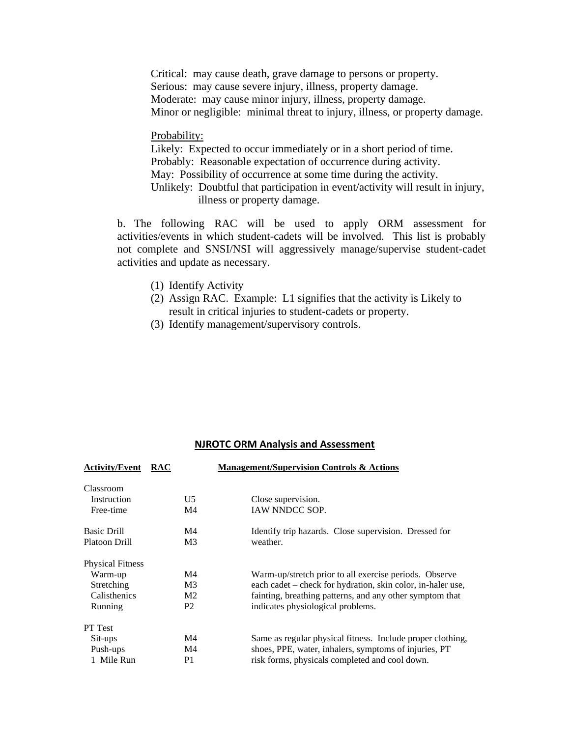Critical: may cause death, grave damage to persons or property.
Serious: may cause severe injury, illness, property damage.
Moderate: may cause minor injury, illness, property damage.
Minor or negligible: minimal threat to injury, illness, or property damage.

Probability:

Likely: Expected to occur immediately or in a short period of time.
Probably: Reasonable expectation of occurrence during activity.
May: Possibility of occurrence at some time during the activity.
Unlikely: Doubtful that participation in event/activity will result in injury, illness or property damage.

b. The following RAC will be used to apply ORM assessment for activities/events in which student-cadets will be involved. This list is probably not complete and SNSI/NSI will aggressively manage/supervise student-cadet activities and update as necessary.

(1) Identify Activity
(2) Assign RAC. Example: L1 signifies that the activity is Likely to result in critical injuries to student-cadets or property.
(3) Identify management/supervisory controls.

## NJROTC ORM Analysis and Assessment

| Activity/Event | RAC | Management/Supervision Controls & Actions |
|---|---|---|
| Classroom | | |
| Instruction | U5 | Close supervision. |
| Free-time | M4 | IAW NNDCC SOP. |
| Basic Drill | M4 | Identify trip hazards. Close supervision. Dressed for |
| Platoon Drill | M3 | weather. |
| Physical Fitness | | |
| Warm-up | M4 | Warm-up/stretch prior to all exercise periods. Observe |
| Stretching | M3 | each cadet – check for hydration, skin color, in-haler use, |
| Calisthenics | M2 | fainting, breathing patterns, and any other symptom that |
| Running | P2 | indicates physiological problems. |
| PT Test | | |
| Sit-ups | M4 | Same as regular physical fitness. Include proper clothing, |
| Push-ups | M4 | shoes, PPE, water, inhalers, symptoms of injuries, PT |
| 1 Mile Run | P1 | risk forms, physicals completed and cool down. |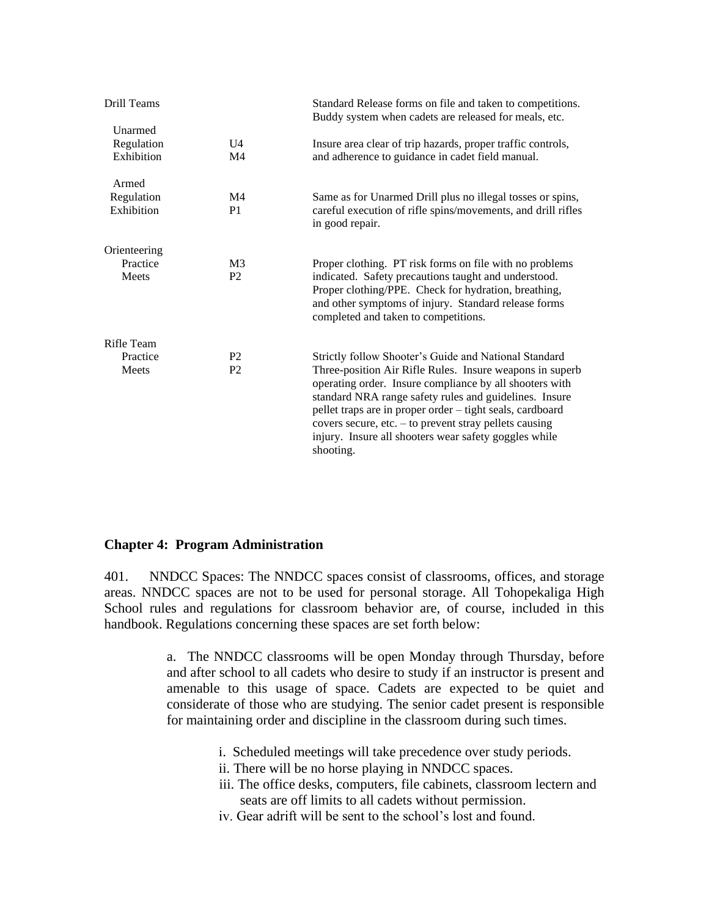| Activity | Risk | Precautions |
|---|---|---|
| Drill Teams | | Standard Release forms on file and taken to competitions. Buddy system when cadets are released for meals, etc. |
| Unarmed | | |
| Regulation | U4 | Insure area clear of trip hazards, proper traffic controls, |
| Exhibition | M4 | and adherence to guidance in cadet field manual. |
| Armed | | |
| Regulation | M4 | Same as for Unarmed Drill plus no illegal tosses or spins, |
| Exhibition | P1 | careful execution of rifle spins/movements, and drill rifles in good repair. |
| Orienteering | | |
| Practice | M3 | Proper clothing. PT risk forms on file with no problems |
| Meets | P2 | indicated. Safety precautions taught and understood. Proper clothing/PPE. Check for hydration, breathing, and other symptoms of injury. Standard release forms completed and taken to competitions. |
| Rifle Team | | |
| Practice | P2 | Strictly follow Shooter's Guide and National Standard |
| Meets | P2 | Three-position Air Rifle Rules. Insure weapons in superb operating order. Insure compliance by all shooters with standard NRA range safety rules and guidelines. Insure pellet traps are in proper order – tight seals, cardboard covers secure, etc. – to prevent stray pellets causing injury. Insure all shooters wear safety goggles while shooting. |

## Chapter 4: Program Administration

401. NNDCC Spaces: The NNDCC spaces consist of classrooms, offices, and storage areas. NNDCC spaces are not to be used for personal storage. All Tohopekaliga High School rules and regulations for classroom behavior are, of course, included in this handbook. Regulations concerning these spaces are set forth below:

a. The NNDCC classrooms will be open Monday through Thursday, before and after school to all cadets who desire to study if an instructor is present and amenable to this usage of space. Cadets are expected to be quiet and considerate of those who are studying. The senior cadet present is responsible for maintaining order and discipline in the classroom during such times.

i. Scheduled meetings will take precedence over study periods.
ii. There will be no horse playing in NNDCC spaces.
iii. The office desks, computers, file cabinets, classroom lectern and seats are off limits to all cadets without permission.
iv. Gear adrift will be sent to the school's lost and found.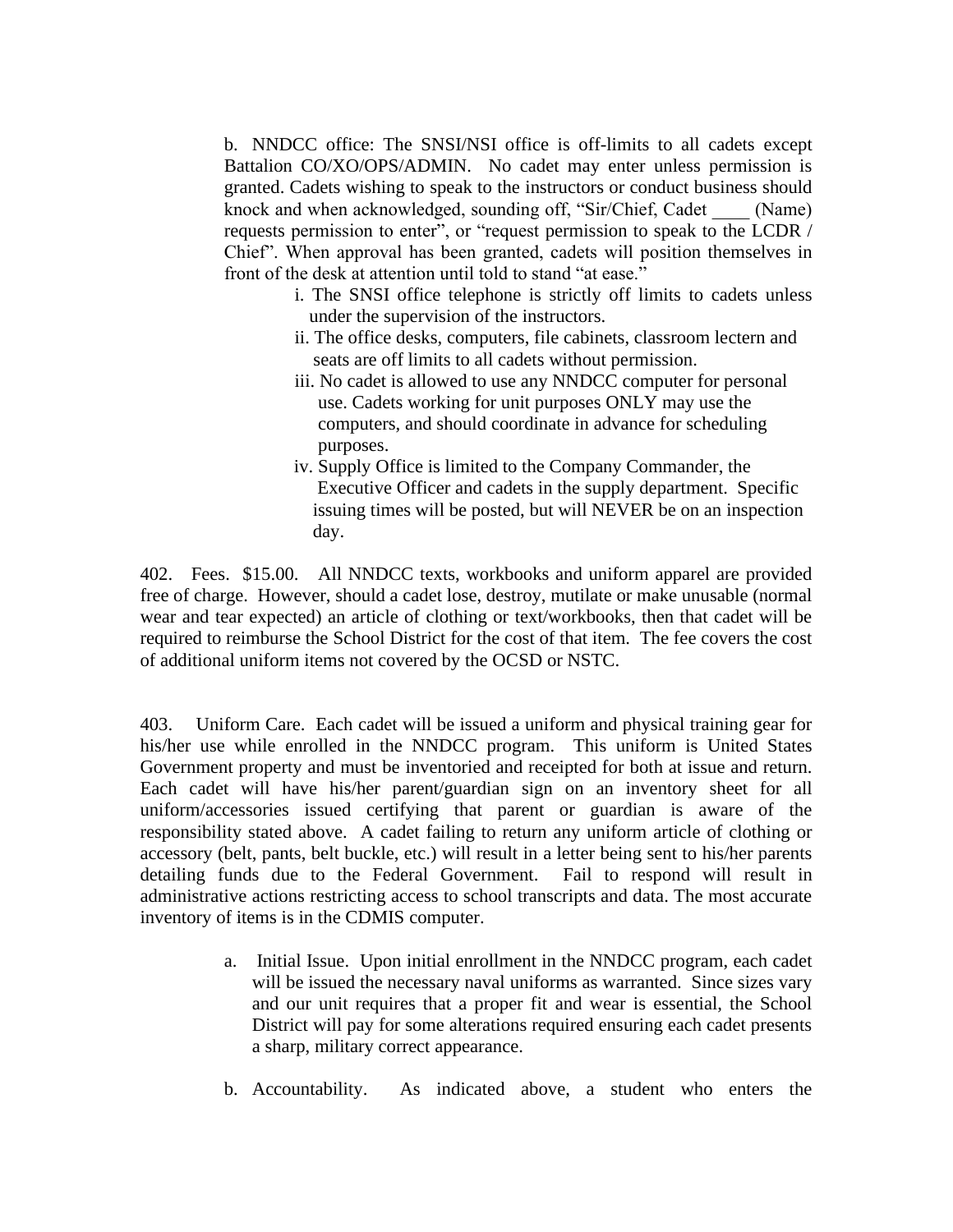b. NNDCC office: The SNSI/NSI office is off-limits to all cadets except Battalion CO/XO/OPS/ADMIN. No cadet may enter unless permission is granted. Cadets wishing to speak to the instructors or conduct business should knock and when acknowledged, sounding off, "Sir/Chief, Cadet ____ (Name) requests permission to enter", or "request permission to speak to the LCDR / Chief". When approval has been granted, cadets will position themselves in front of the desk at attention until told to stand "at ease."

i. The SNSI office telephone is strictly off limits to cadets unless under the supervision of the instructors.

ii. The office desks, computers, file cabinets, classroom lectern and seats are off limits to all cadets without permission.

iii. No cadet is allowed to use any NNDCC computer for personal use. Cadets working for unit purposes ONLY may use the computers, and should coordinate in advance for scheduling purposes.

iv. Supply Office is limited to the Company Commander, the Executive Officer and cadets in the supply department. Specific issuing times will be posted, but will NEVER be on an inspection day.

402. Fees. $15.00. All NNDCC texts, workbooks and uniform apparel are provided free of charge. However, should a cadet lose, destroy, mutilate or make unusable (normal wear and tear expected) an article of clothing or text/workbooks, then that cadet will be required to reimburse the School District for the cost of that item. The fee covers the cost of additional uniform items not covered by the OCSD or NSTC.

403. Uniform Care. Each cadet will be issued a uniform and physical training gear for his/her use while enrolled in the NNDCC program. This uniform is United States Government property and must be inventoried and receipted for both at issue and return. Each cadet will have his/her parent/guardian sign on an inventory sheet for all uniform/accessories issued certifying that parent or guardian is aware of the responsibility stated above. A cadet failing to return any uniform article of clothing or accessory (belt, pants, belt buckle, etc.) will result in a letter being sent to his/her parents detailing funds due to the Federal Government. Fail to respond will result in administrative actions restricting access to school transcripts and data. The most accurate inventory of items is in the CDMIS computer.

a. Initial Issue. Upon initial enrollment in the NNDCC program, each cadet will be issued the necessary naval uniforms as warranted. Since sizes vary and our unit requires that a proper fit and wear is essential, the School District will pay for some alterations required ensuring each cadet presents a sharp, military correct appearance.

b. Accountability. As indicated above, a student who enters the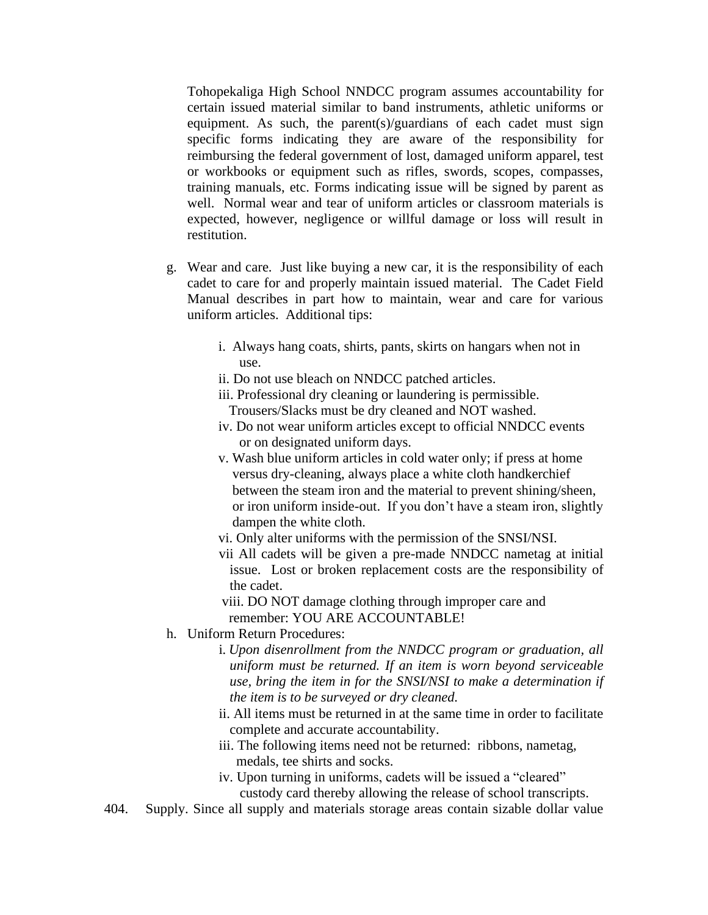Tohopekaliga High School NNDCC program assumes accountability for certain issued material similar to band instruments, athletic uniforms or equipment. As such, the parent(s)/guardians of each cadet must sign specific forms indicating they are aware of the responsibility for reimbursing the federal government of lost, damaged uniform apparel, test or workbooks or equipment such as rifles, swords, scopes, compasses, training manuals, etc. Forms indicating issue will be signed by parent as well. Normal wear and tear of uniform articles or classroom materials is expected, however, negligence or willful damage or loss will result in restitution.

g. Wear and care. Just like buying a new car, it is the responsibility of each cadet to care for and properly maintain issued material. The Cadet Field Manual describes in part how to maintain, wear and care for various uniform articles. Additional tips:

   i. Always hang coats, shirts, pants, skirts on hangars when not in use.
   ii. Do not use bleach on NNDCC patched articles.
   iii. Professional dry cleaning or laundering is permissible. Trousers/Slacks must be dry cleaned and NOT washed.
   iv. Do not wear uniform articles except to official NNDCC events or on designated uniform days.
   v. Wash blue uniform articles in cold water only; if press at home versus dry-cleaning, always place a white cloth handkerchief between the steam iron and the material to prevent shining/sheen, or iron uniform inside-out. If you don't have a steam iron, slightly dampen the white cloth.
   vi. Only alter uniforms with the permission of the SNSI/NSI.
   vii All cadets will be given a pre-made NNDCC nametag at initial issue. Lost or broken replacement costs are the responsibility of the cadet.
   viii. DO NOT damage clothing through improper care and remember: YOU ARE ACCOUNTABLE!

h. Uniform Return Procedures:

   i. *Upon disenrollment from the NNDCC program or graduation, all uniform must be returned. If an item is worn beyond serviceable use, bring the item in for the SNSI/NSI to make a determination if the item is to be surveyed or dry cleaned.*
   ii. All items must be returned in at the same time in order to facilitate complete and accurate accountability.
   iii. The following items need not be returned: ribbons, nametag, medals, tee shirts and socks.
   iv. Upon turning in uniforms, cadets will be issued a "cleared" custody card thereby allowing the release of school transcripts.

404. Supply. Since all supply and materials storage areas contain sizable dollar value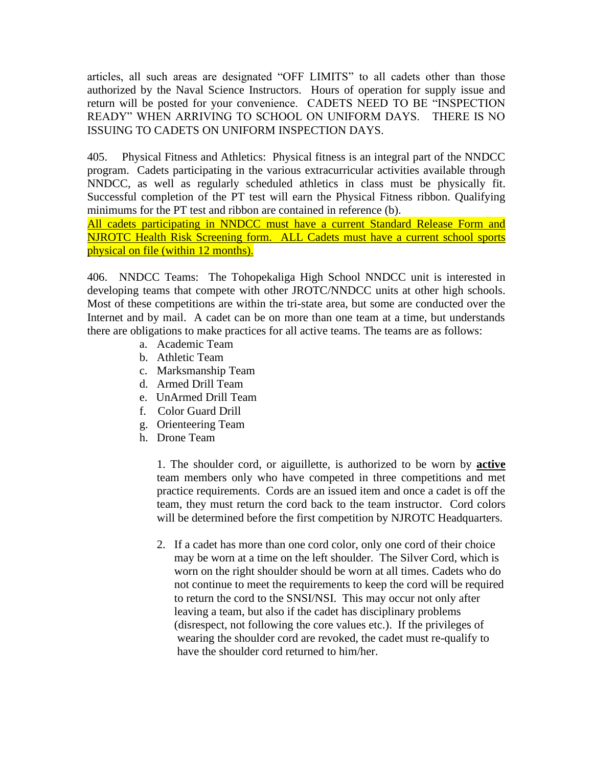articles, all such areas are designated "OFF LIMITS" to all cadets other than those authorized by the Naval Science Instructors. Hours of operation for supply issue and return will be posted for your convenience. CADETS NEED TO BE "INSPECTION READY" WHEN ARRIVING TO SCHOOL ON UNIFORM DAYS. THERE IS NO ISSUING TO CADETS ON UNIFORM INSPECTION DAYS.

405. Physical Fitness and Athletics: Physical fitness is an integral part of the NNDCC program. Cadets participating in the various extracurricular activities available through NNDCC, as well as regularly scheduled athletics in class must be physically fit. Successful completion of the PT test will earn the Physical Fitness ribbon. Qualifying minimums for the PT test and ribbon are contained in reference (b).
All cadets participating in NNDCC must have a current Standard Release Form and NJROTC Health Risk Screening form. ALL Cadets must have a current school sports physical on file (within 12 months).

406. NNDCC Teams: The Tohopekaliga High School NNDCC unit is interested in developing teams that compete with other JROTC/NNDCC units at other high schools. Most of these competitions are within the tri-state area, but some are conducted over the Internet and by mail. A cadet can be on more than one team at a time, but understands there are obligations to make practices for all active teams. The teams are as follows:

a. Academic Team
b. Athletic Team
c. Marksmanship Team
d. Armed Drill Team
e. UnArmed Drill Team
f. Color Guard Drill
g. Orienteering Team
h. Drone Team

1. The shoulder cord, or aiguillette, is authorized to be worn by **active** team members only who have competed in three competitions and met practice requirements. Cords are an issued item and once a cadet is off the team, they must return the cord back to the team instructor. Cord colors will be determined before the first competition by NJROTC Headquarters.

2. If a cadet has more than one cord color, only one cord of their choice may be worn at a time on the left shoulder. The Silver Cord, which is worn on the right shoulder should be worn at all times. Cadets who do not continue to meet the requirements to keep the cord will be required to return the cord to the SNSI/NSI. This may occur not only after leaving a team, but also if the cadet has disciplinary problems (disrespect, not following the core values etc.). If the privileges of wearing the shoulder cord are revoked, the cadet must re-qualify to have the shoulder cord returned to him/her.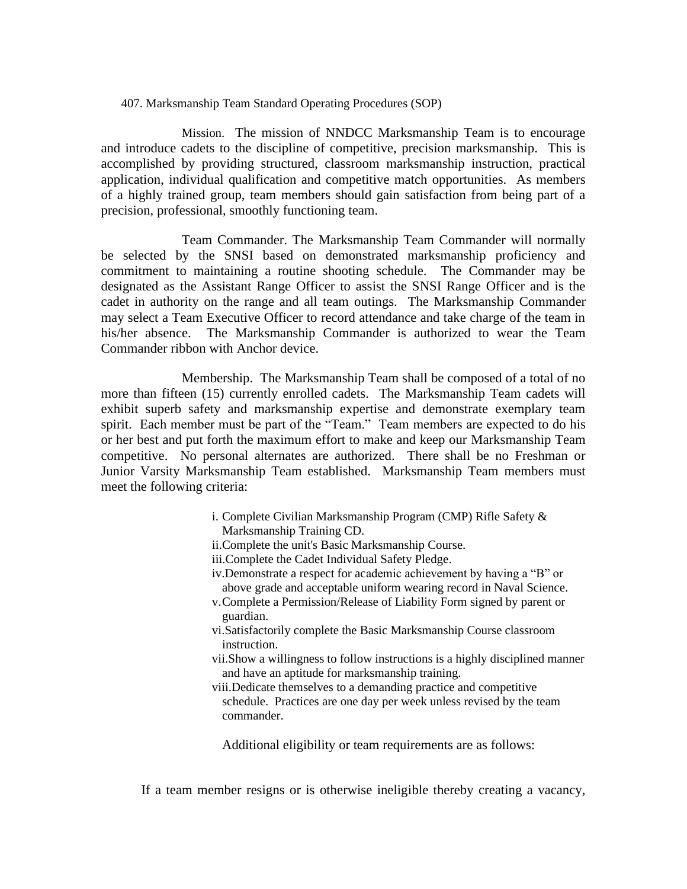407. Marksmanship Team Standard Operating Procedures (SOP)

Mission. The mission of NNDCC Marksmanship Team is to encourage and introduce cadets to the discipline of competitive, precision marksmanship. This is accomplished by providing structured, classroom marksmanship instruction, practical application, individual qualification and competitive match opportunities. As members of a highly trained group, team members should gain satisfaction from being part of a precision, professional, smoothly functioning team.

Team Commander. The Marksmanship Team Commander will normally be selected by the SNSI based on demonstrated marksmanship proficiency and commitment to maintaining a routine shooting schedule. The Commander may be designated as the Assistant Range Officer to assist the SNSI Range Officer and is the cadet in authority on the range and all team outings. The Marksmanship Commander may select a Team Executive Officer to record attendance and take charge of the team in his/her absence. The Marksmanship Commander is authorized to wear the Team Commander ribbon with Anchor device.

Membership. The Marksmanship Team shall be composed of a total of no more than fifteen (15) currently enrolled cadets. The Marksmanship Team cadets will exhibit superb safety and marksmanship expertise and demonstrate exemplary team spirit. Each member must be part of the "Team." Team members are expected to do his or her best and put forth the maximum effort to make and keep our Marksmanship Team competitive. No personal alternates are authorized. There shall be no Freshman or Junior Varsity Marksmanship Team established. Marksmanship Team members must meet the following criteria:

- i. Complete Civilian Marksmanship Program (CMP) Rifle Safety & Marksmanship Training CD.
- ii. Complete the unit's Basic Marksmanship Course.
- iii. Complete the Cadet Individual Safety Pledge.
- iv. Demonstrate a respect for academic achievement by having a "B" or above grade and acceptable uniform wearing record in Naval Science.
- v. Complete a Permission/Release of Liability Form signed by parent or guardian.
- vi. Satisfactorily complete the Basic Marksmanship Course classroom instruction.
- vii. Show a willingness to follow instructions is a highly disciplined manner and have an aptitude for marksmanship training.
- viii. Dedicate themselves to a demanding practice and competitive schedule. Practices are one day per week unless revised by the team commander.

Additional eligibility or team requirements are as follows:

If a team member resigns or is otherwise ineligible thereby creating a vacancy,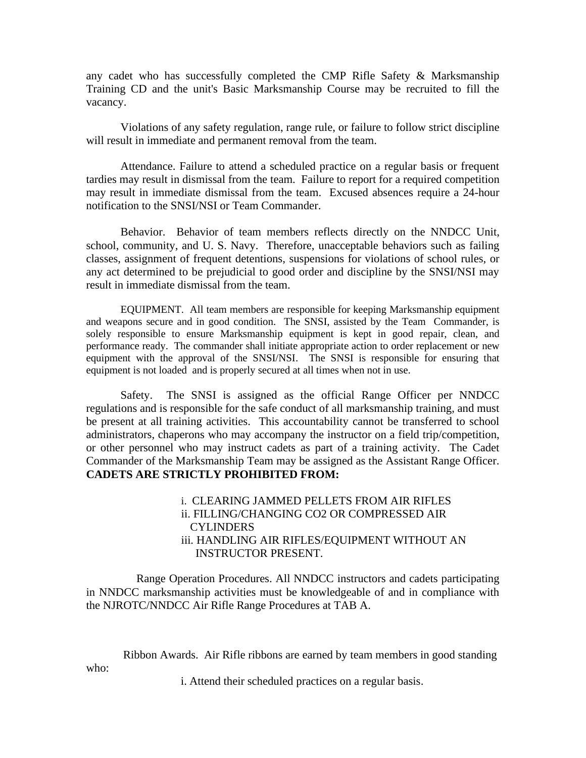any cadet who has successfully completed the CMP Rifle Safety & Marksmanship Training CD and the unit's Basic Marksmanship Course may be recruited to fill the vacancy.

Violations of any safety regulation, range rule, or failure to follow strict discipline will result in immediate and permanent removal from the team.

Attendance. Failure to attend a scheduled practice on a regular basis or frequent tardies may result in dismissal from the team. Failure to report for a required competition may result in immediate dismissal from the team. Excused absences require a 24-hour notification to the SNSI/NSI or Team Commander.

Behavior. Behavior of team members reflects directly on the NNDCC Unit, school, community, and U. S. Navy. Therefore, unacceptable behaviors such as failing classes, assignment of frequent detentions, suspensions for violations of school rules, or any act determined to be prejudicial to good order and discipline by the SNSI/NSI may result in immediate dismissal from the team.

EQUIPMENT. All team members are responsible for keeping Marksmanship equipment and weapons secure and in good condition. The SNSI, assisted by the Team Commander, is solely responsible to ensure Marksmanship equipment is kept in good repair, clean, and performance ready. The commander shall initiate appropriate action to order replacement or new equipment with the approval of the SNSI/NSI. The SNSI is responsible for ensuring that equipment is not loaded and is properly secured at all times when not in use.

Safety. The SNSI is assigned as the official Range Officer per NNDCC regulations and is responsible for the safe conduct of all marksmanship training, and must be present at all training activities. This accountability cannot be transferred to school administrators, chaperons who may accompany the instructor on a field trip/competition, or other personnel who may instruct cadets as part of a training activity. The Cadet Commander of the Marksmanship Team may be assigned as the Assistant Range Officer. **CADETS ARE STRICTLY PROHIBITED FROM:**

i. CLEARING JAMMED PELLETS FROM AIR RIFLES
ii. FILLING/CHANGING CO2 OR COMPRESSED AIR CYLINDERS
iii. HANDLING AIR RIFLES/EQUIPMENT WITHOUT AN INSTRUCTOR PRESENT.

Range Operation Procedures. All NNDCC instructors and cadets participating in NNDCC marksmanship activities must be knowledgeable of and in compliance with the NJROTC/NNDCC Air Rifle Range Procedures at TAB A.

Ribbon Awards. Air Rifle ribbons are earned by team members in good standing who:

i. Attend their scheduled practices on a regular basis.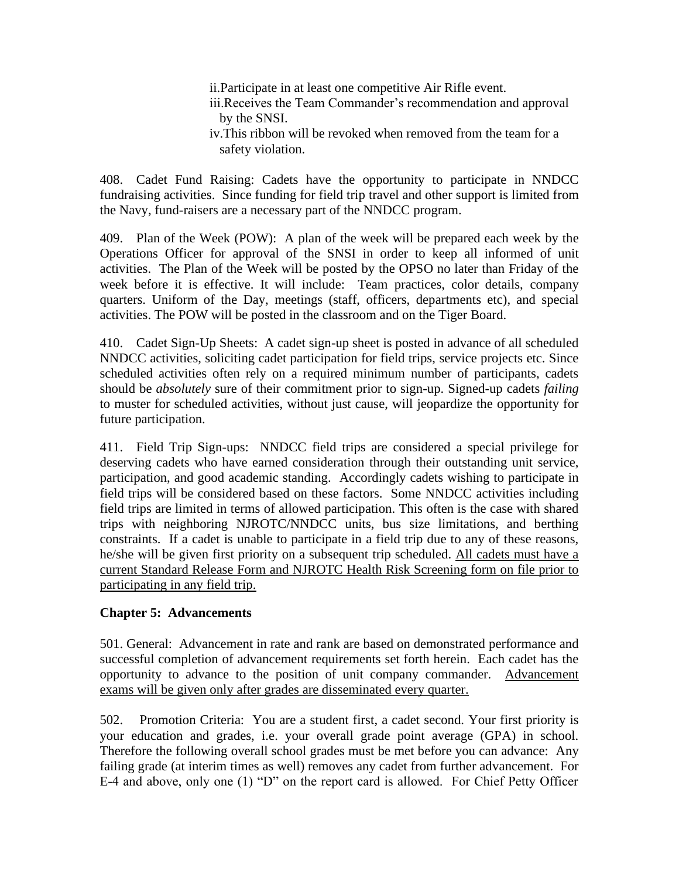ii. Participate in at least one competitive Air Rifle event.
iii. Receives the Team Commander's recommendation and approval by the SNSI.
iv. This ribbon will be revoked when removed from the team for a safety violation.

408. Cadet Fund Raising: Cadets have the opportunity to participate in NNDCC fundraising activities. Since funding for field trip travel and other support is limited from the Navy, fund-raisers are a necessary part of the NNDCC program.

409. Plan of the Week (POW): A plan of the week will be prepared each week by the Operations Officer for approval of the SNSI in order to keep all informed of unit activities. The Plan of the Week will be posted by the OPSO no later than Friday of the week before it is effective. It will include: Team practices, color details, company quarters. Uniform of the Day, meetings (staff, officers, departments etc), and special activities. The POW will be posted in the classroom and on the Tiger Board.

410. Cadet Sign-Up Sheets: A cadet sign-up sheet is posted in advance of all scheduled NNDCC activities, soliciting cadet participation for field trips, service projects etc. Since scheduled activities often rely on a required minimum number of participants, cadets should be *absolutely* sure of their commitment prior to sign-up. Signed-up cadets *failing* to muster for scheduled activities, without just cause, will jeopardize the opportunity for future participation.

411. Field Trip Sign-ups: NNDCC field trips are considered a special privilege for deserving cadets who have earned consideration through their outstanding unit service, participation, and good academic standing. Accordingly cadets wishing to participate in field trips will be considered based on these factors. Some NNDCC activities including field trips are limited in terms of allowed participation. This often is the case with shared trips with neighboring NJROTC/NNDCC units, bus size limitations, and berthing constraints. If a cadet is unable to participate in a field trip due to any of these reasons, he/she will be given first priority on a subsequent trip scheduled. <u>All cadets must have a current Standard Release Form and NJROTC Health Risk Screening form on file prior to participating in any field trip.</u>

## Chapter 5: Advancements

501. General: Advancement in rate and rank are based on demonstrated performance and successful completion of advancement requirements set forth herein. Each cadet has the opportunity to advance to the position of unit company commander. <u>Advancement exams will be given only after grades are disseminated every quarter.</u>

502. Promotion Criteria: You are a student first, a cadet second. Your first priority is your education and grades, i.e. your overall grade point average (GPA) in school. Therefore the following overall school grades must be met before you can advance: Any failing grade (at interim times as well) removes any cadet from further advancement. For E-4 and above, only one (1) "D" on the report card is allowed. For Chief Petty Officer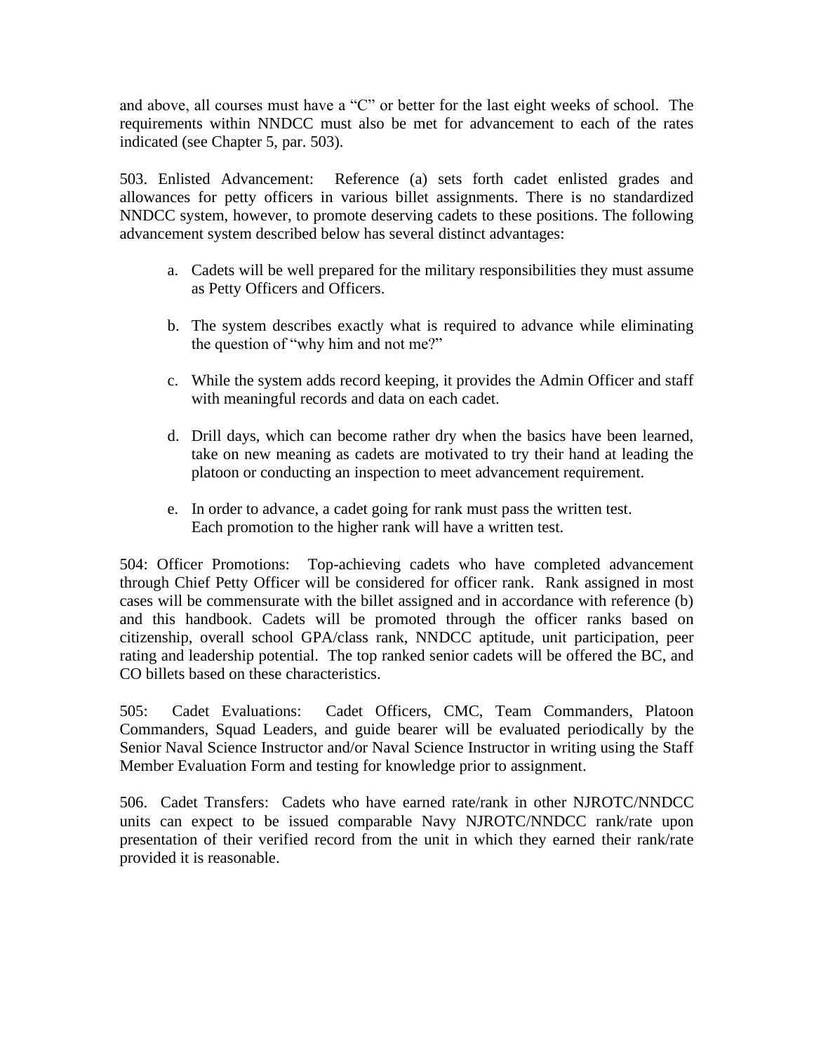and above, all courses must have a "C" or better for the last eight weeks of school. The requirements within NNDCC must also be met for advancement to each of the rates indicated (see Chapter 5, par. 503).

503. Enlisted Advancement: Reference (a) sets forth cadet enlisted grades and allowances for petty officers in various billet assignments. There is no standardized NNDCC system, however, to promote deserving cadets to these positions. The following advancement system described below has several distinct advantages:

a. Cadets will be well prepared for the military responsibilities they must assume as Petty Officers and Officers.

b. The system describes exactly what is required to advance while eliminating the question of "why him and not me?"

c. While the system adds record keeping, it provides the Admin Officer and staff with meaningful records and data on each cadet.

d. Drill days, which can become rather dry when the basics have been learned, take on new meaning as cadets are motivated to try their hand at leading the platoon or conducting an inspection to meet advancement requirement.

e. In order to advance, a cadet going for rank must pass the written test. Each promotion to the higher rank will have a written test.

504: Officer Promotions: Top-achieving cadets who have completed advancement through Chief Petty Officer will be considered for officer rank. Rank assigned in most cases will be commensurate with the billet assigned and in accordance with reference (b) and this handbook. Cadets will be promoted through the officer ranks based on citizenship, overall school GPA/class rank, NNDCC aptitude, unit participation, peer rating and leadership potential. The top ranked senior cadets will be offered the BC, and CO billets based on these characteristics.

505: Cadet Evaluations: Cadet Officers, CMC, Team Commanders, Platoon Commanders, Squad Leaders, and guide bearer will be evaluated periodically by the Senior Naval Science Instructor and/or Naval Science Instructor in writing using the Staff Member Evaluation Form and testing for knowledge prior to assignment.

506. Cadet Transfers: Cadets who have earned rate/rank in other NJROTC/NNDCC units can expect to be issued comparable Navy NJROTC/NNDCC rank/rate upon presentation of their verified record from the unit in which they earned their rank/rate provided it is reasonable.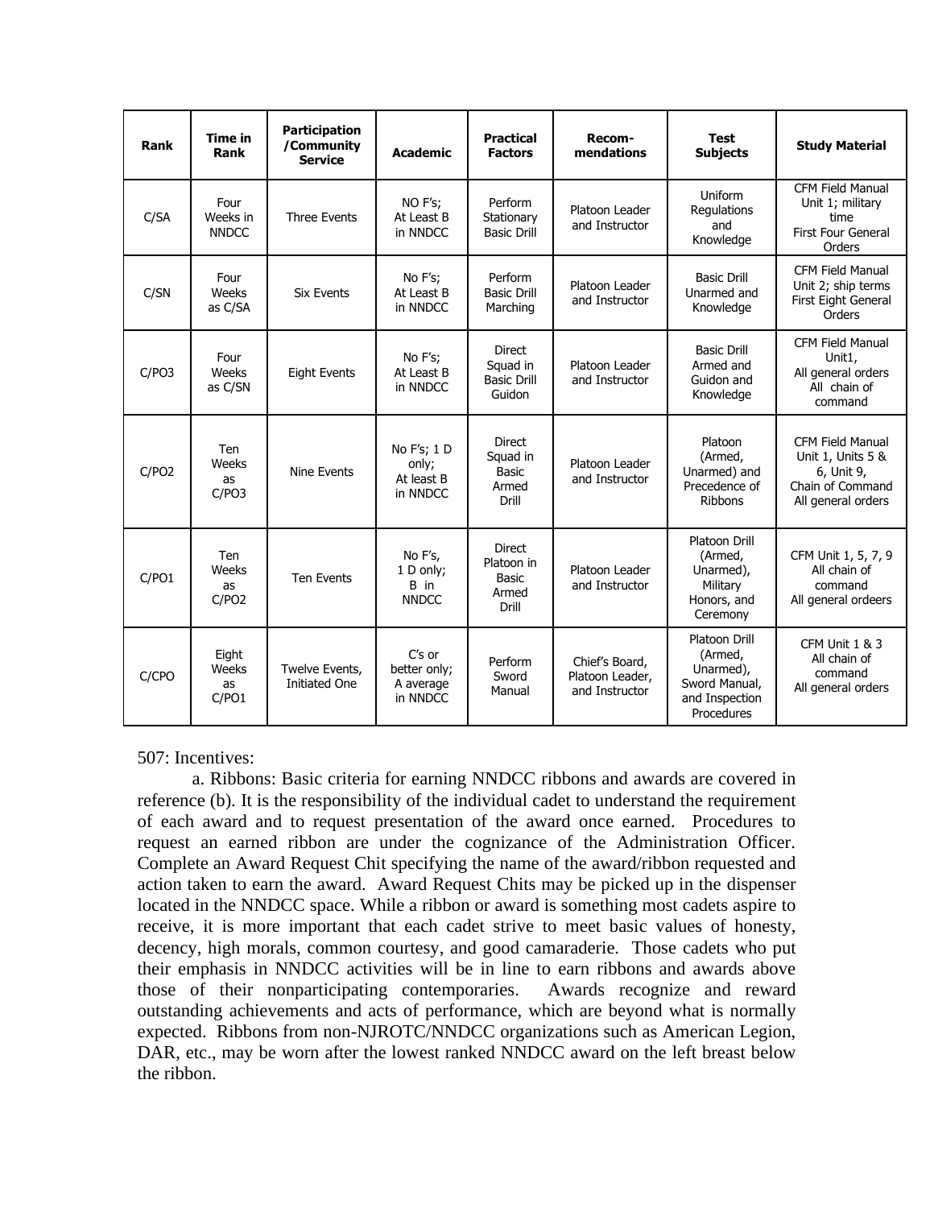| Rank | Time in Rank | Participation /Community Service | Academic | Practical Factors | Recom-mendations | Test Subjects | Study Material |
|---|---|---|---|---|---|---|---|
| C/SA | Four Weeks in NNDCC | Three Events | NO F's; At Least B in NNDCC | Perform Stationary Basic Drill | Platoon Leader and Instructor | Uniform Regulations and Knowledge | CFM Field Manual Unit 1; military time First Four General Orders |
| C/SN | Four Weeks as C/SA | Six Events | No F's; At Least B in NNDCC | Perform Basic Drill Marching | Platoon Leader and Instructor | Basic Drill Unarmed and Knowledge | CFM Field Manual Unit 2; ship terms First Eight General Orders |
| C/PO3 | Four Weeks as C/SN | Eight Events | No F's; At Least B in NNDCC | Direct Squad in Basic Drill Guidon | Platoon Leader and Instructor | Basic Drill Armed and Guidon and Knowledge | CFM Field Manual Unit1, All general orders All chain of command |
| C/PO2 | Ten Weeks as C/PO3 | Nine Events | No F's; 1 D only; At least B in NNDCC | Direct Squad in Basic Armed Drill | Platoon Leader and Instructor | Platoon (Armed, Unarmed) and Precedence of Ribbons | CFM Field Manual Unit 1, Units 5 & 6, Unit 9, Chain of Command All general orders |
| C/PO1 | Ten Weeks as C/PO2 | Ten Events | No F's, 1 D only; B in NNDCC | Direct Platoon in Basic Armed Drill | Platoon Leader and Instructor | Platoon Drill (Armed, Unarmed), Military Honors, and Ceremony | CFM Unit 1, 5, 7, 9 All chain of command All general ordeers |
| C/CPO | Eight Weeks as C/PO1 | Twelve Events, Initiated One | C's or better only; A average in NNDCC | Perform Sword Manual | Chief's Board, Platoon Leader, and Instructor | Platoon Drill (Armed, Unarmed), Sword Manual, and Inspection Procedures | CFM Unit 1 & 3 All chain of command All general orders |

507: Incentives:

a. Ribbons: Basic criteria for earning NNDCC ribbons and awards are covered in reference (b). It is the responsibility of the individual cadet to understand the requirement of each award and to request presentation of the award once earned. Procedures to request an earned ribbon are under the cognizance of the Administration Officer. Complete an Award Request Chit specifying the name of the award/ribbon requested and action taken to earn the award. Award Request Chits may be picked up in the dispenser located in the NNDCC space. While a ribbon or award is something most cadets aspire to receive, it is more important that each cadet strive to meet basic values of honesty, decency, high morals, common courtesy, and good camaraderie. Those cadets who put their emphasis in NNDCC activities will be in line to earn ribbons and awards above those of their nonparticipating contemporaries. Awards recognize and reward outstanding achievements and acts of performance, which are beyond what is normally expected. Ribbons from non-NJROTC/NNDCC organizations such as American Legion, DAR, etc., may be worn after the lowest ranked NNDCC award on the left breast below the ribbon.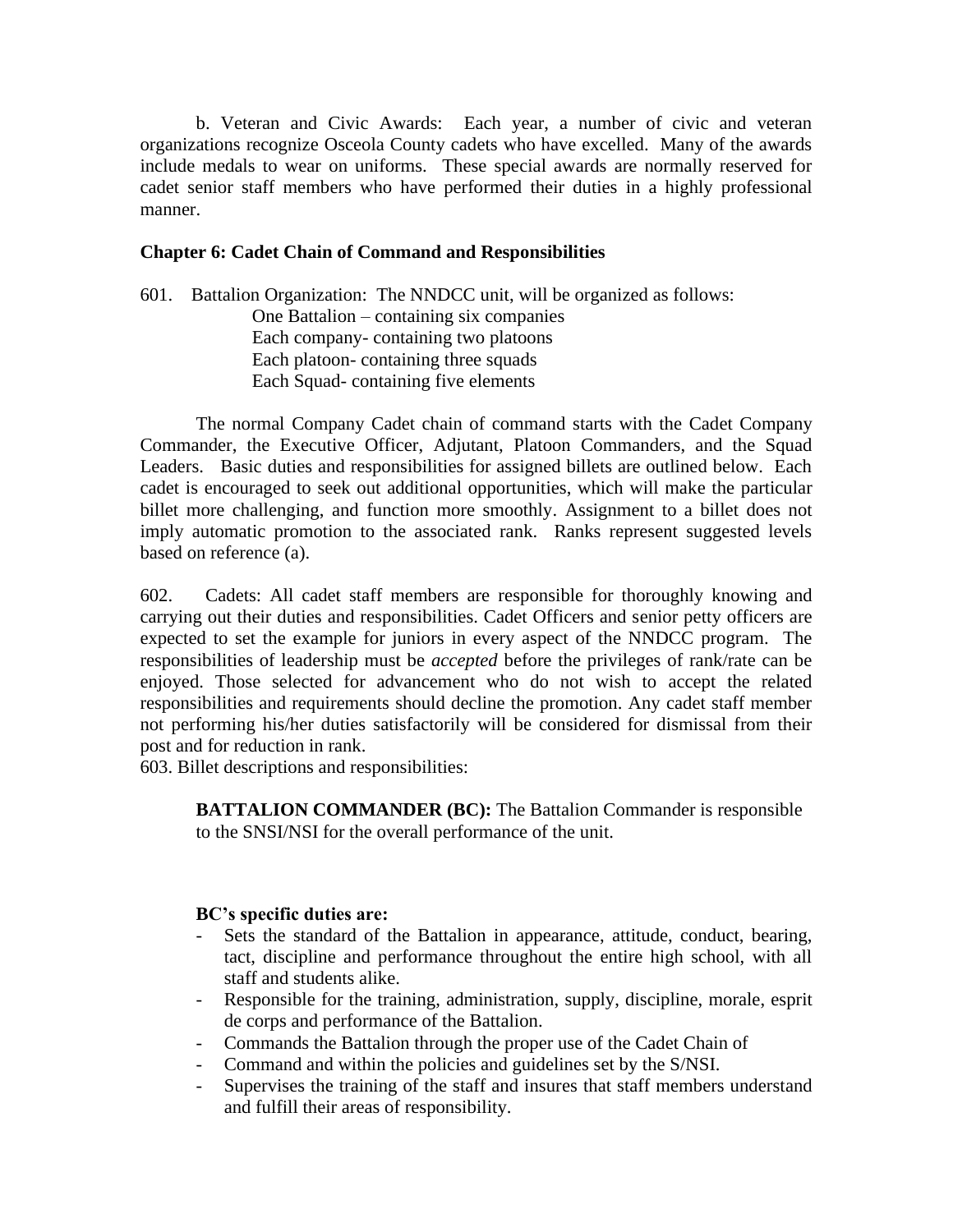b. Veteran and Civic Awards: Each year, a number of civic and veteran organizations recognize Osceola County cadets who have excelled. Many of the awards include medals to wear on uniforms. These special awards are normally reserved for cadet senior staff members who have performed their duties in a highly professional manner.

## Chapter 6: Cadet Chain of Command and Responsibilities

601. Battalion Organization: The NNDCC unit, will be organized as follows:

One Battalion – containing six companies
Each company- containing two platoons
Each platoon- containing three squads
Each Squad- containing five elements

The normal Company Cadet chain of command starts with the Cadet Company Commander, the Executive Officer, Adjutant, Platoon Commanders, and the Squad Leaders. Basic duties and responsibilities for assigned billets are outlined below. Each cadet is encouraged to seek out additional opportunities, which will make the particular billet more challenging, and function more smoothly. Assignment to a billet does not imply automatic promotion to the associated rank. Ranks represent suggested levels based on reference (a).

602. Cadets: All cadet staff members are responsible for thoroughly knowing and carrying out their duties and responsibilities. Cadet Officers and senior petty officers are expected to set the example for juniors in every aspect of the NNDCC program. The responsibilities of leadership must be *accepted* before the privileges of rank/rate can be enjoyed. Those selected for advancement who do not wish to accept the related responsibilities and requirements should decline the promotion. Any cadet staff member not performing his/her duties satisfactorily will be considered for dismissal from their post and for reduction in rank.

603. Billet descriptions and responsibilities:

**BATTALION COMMANDER (BC):** The Battalion Commander is responsible to the SNSI/NSI for the overall performance of the unit.

**BC's specific duties are:**

- Sets the standard of the Battalion in appearance, attitude, conduct, bearing, tact, discipline and performance throughout the entire high school, with all staff and students alike.
- Responsible for the training, administration, supply, discipline, morale, esprit de corps and performance of the Battalion.
- Commands the Battalion through the proper use of the Cadet Chain of
- Command and within the policies and guidelines set by the S/NSI.
- Supervises the training of the staff and insures that staff members understand and fulfill their areas of responsibility.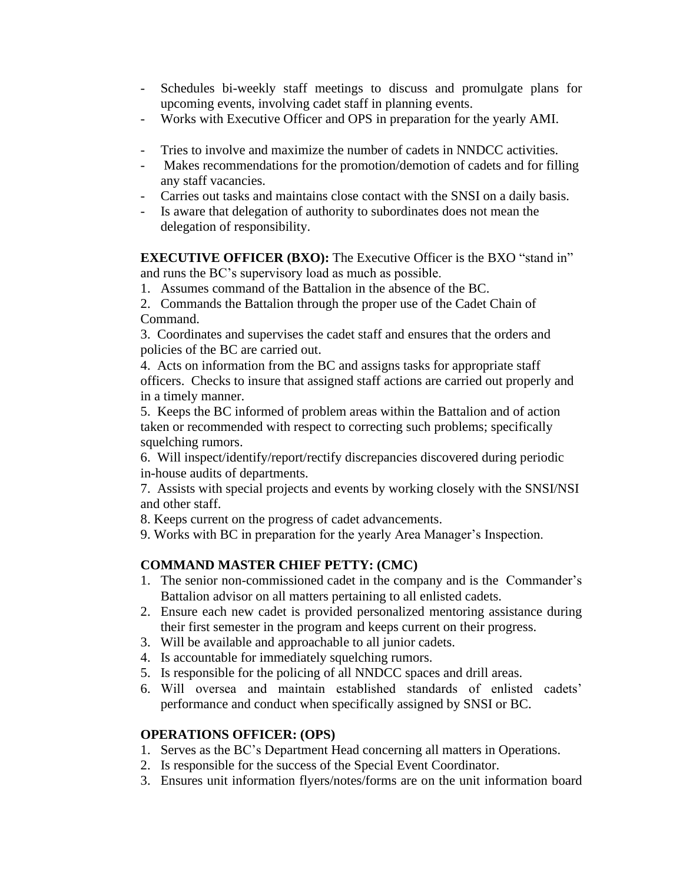- Schedules bi-weekly staff meetings to discuss and promulgate plans for upcoming events, involving cadet staff in planning events.
- Works with Executive Officer and OPS in preparation for the yearly AMI.

- Tries to involve and maximize the number of cadets in NNDCC activities.
- Makes recommendations for the promotion/demotion of cadets and for filling any staff vacancies.
- Carries out tasks and maintains close contact with the SNSI on a daily basis.
- Is aware that delegation of authority to subordinates does not mean the delegation of responsibility.

**EXECUTIVE OFFICER (BXO):** The Executive Officer is the BXO "stand in" and runs the BC's supervisory load as much as possible.

1. Assumes command of the Battalion in the absence of the BC.
2. Commands the Battalion through the proper use of the Cadet Chain of Command.
3. Coordinates and supervises the cadet staff and ensures that the orders and policies of the BC are carried out.
4. Acts on information from the BC and assigns tasks for appropriate staff officers. Checks to insure that assigned staff actions are carried out properly and in a timely manner.
5. Keeps the BC informed of problem areas within the Battalion and of action taken or recommended with respect to correcting such problems; specifically squelching rumors.
6. Will inspect/identify/report/rectify discrepancies discovered during periodic in-house audits of departments.
7. Assists with special projects and events by working closely with the SNSI/NSI and other staff.
8. Keeps current on the progress of cadet advancements.
9. Works with BC in preparation for the yearly Area Manager's Inspection.

**COMMAND MASTER CHIEF PETTY: (CMC)**

1. The senior non-commissioned cadet in the company and is the Commander's Battalion advisor on all matters pertaining to all enlisted cadets.
2. Ensure each new cadet is provided personalized mentoring assistance during their first semester in the program and keeps current on their progress.
3. Will be available and approachable to all junior cadets.
4. Is accountable for immediately squelching rumors.
5. Is responsible for the policing of all NNDCC spaces and drill areas.
6. Will oversea and maintain established standards of enlisted cadets' performance and conduct when specifically assigned by SNSI or BC.

**OPERATIONS OFFICER: (OPS)**

1. Serves as the BC's Department Head concerning all matters in Operations.
2. Is responsible for the success of the Special Event Coordinator.
3. Ensures unit information flyers/notes/forms are on the unit information board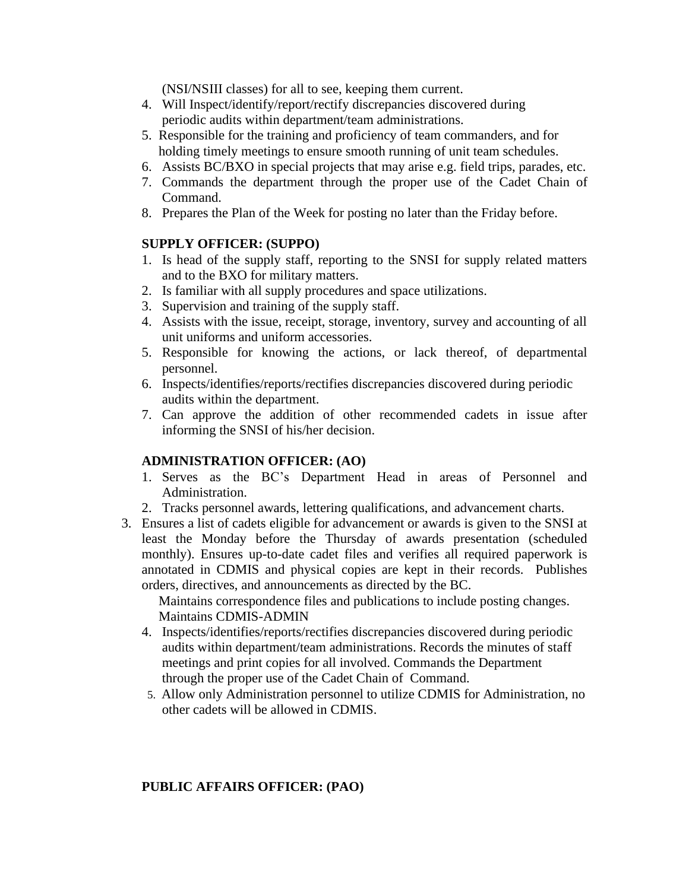(NSI/NSIII classes) for all to see, keeping them current.

4. Will Inspect/identify/report/rectify discrepancies discovered during periodic audits within department/team administrations.
5. Responsible for the training and proficiency of team commanders, and for holding timely meetings to ensure smooth running of unit team schedules.
6. Assists BC/BXO in special projects that may arise e.g. field trips, parades, etc.
7. Commands the department through the proper use of the Cadet Chain of Command.
8. Prepares the Plan of the Week for posting no later than the Friday before.

**SUPPLY OFFICER: (SUPPO)**

1. Is head of the supply staff, reporting to the SNSI for supply related matters and to the BXO for military matters.
2. Is familiar with all supply procedures and space utilizations.
3. Supervision and training of the supply staff.
4. Assists with the issue, receipt, storage, inventory, survey and accounting of all unit uniforms and uniform accessories.
5. Responsible for knowing the actions, or lack thereof, of departmental personnel.
6. Inspects/identifies/reports/rectifies discrepancies discovered during periodic audits within the department.
7. Can approve the addition of other recommended cadets in issue after informing the SNSI of his/her decision.

**ADMINISTRATION OFFICER: (AO)**

1. Serves as the BC's Department Head in areas of Personnel and Administration.
2. Tracks personnel awards, lettering qualifications, and advancement charts.
3. Ensures a list of cadets eligible for advancement or awards is given to the SNSI at least the Monday before the Thursday of awards presentation (scheduled monthly). Ensures up-to-date cadet files and verifies all required paperwork is annotated in CDMIS and physical copies are kept in their records. Publishes orders, directives, and announcements as directed by the BC.
   Maintains correspondence files and publications to include posting changes.
   Maintains CDMIS-ADMIN
4. Inspects/identifies/reports/rectifies discrepancies discovered during periodic audits within department/team administrations. Records the minutes of staff meetings and print copies for all involved. Commands the Department through the proper use of the Cadet Chain of Command.
5. Allow only Administration personnel to utilize CDMIS for Administration, no other cadets will be allowed in CDMIS.

**PUBLIC AFFAIRS OFFICER: (PAO)**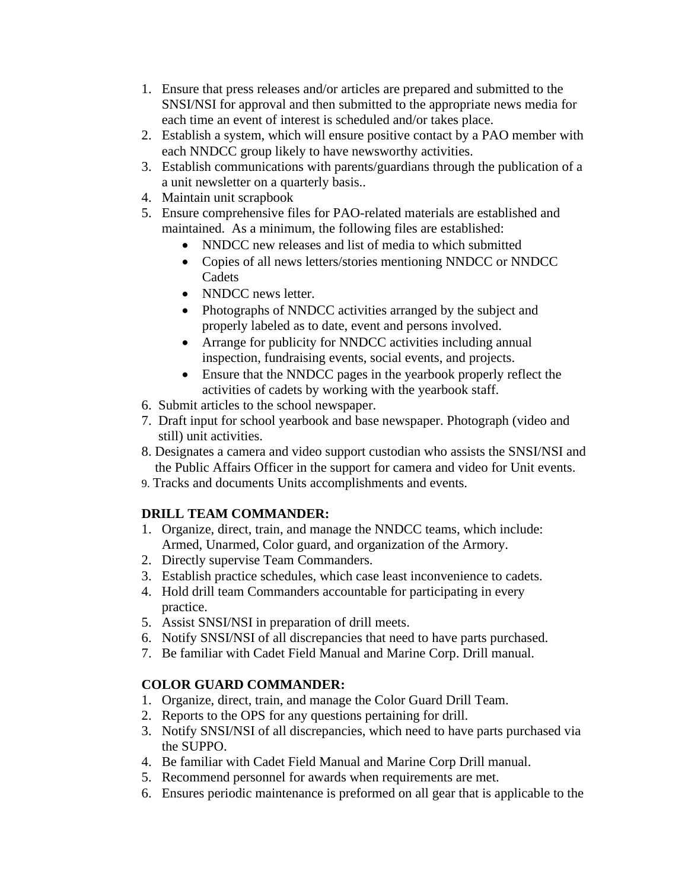1. Ensure that press releases and/or articles are prepared and submitted to the SNSI/NSI for approval and then submitted to the appropriate news media for each time an event of interest is scheduled and/or takes place.
2. Establish a system, which will ensure positive contact by a PAO member with each NNDCC group likely to have newsworthy activities.
3. Establish communications with parents/guardians through the publication of a a unit newsletter on a quarterly basis..
4. Maintain unit scrapbook
5. Ensure comprehensive files for PAO-related materials are established and maintained. As a minimum, the following files are established:
   - NNDCC new releases and list of media to which submitted
   - Copies of all news letters/stories mentioning NNDCC or NNDCC Cadets
   - NNDCC news letter.
   - Photographs of NNDCC activities arranged by the subject and properly labeled as to date, event and persons involved.
   - Arrange for publicity for NNDCC activities including annual inspection, fundraising events, social events, and projects.
   - Ensure that the NNDCC pages in the yearbook properly reflect the activities of cadets by working with the yearbook staff.
6. Submit articles to the school newspaper.
7. Draft input for school yearbook and base newspaper. Photograph (video and still) unit activities.
8. Designates a camera and video support custodian who assists the SNSI/NSI and the Public Affairs Officer in the support for camera and video for Unit events.
9. Tracks and documents Units accomplishments and events.

**DRILL TEAM COMMANDER:**

1. Organize, direct, train, and manage the NNDCC teams, which include: Armed, Unarmed, Color guard, and organization of the Armory.
2. Directly supervise Team Commanders.
3. Establish practice schedules, which case least inconvenience to cadets.
4. Hold drill team Commanders accountable for participating in every practice.
5. Assist SNSI/NSI in preparation of drill meets.
6. Notify SNSI/NSI of all discrepancies that need to have parts purchased.
7. Be familiar with Cadet Field Manual and Marine Corp. Drill manual.

**COLOR GUARD COMMANDER:**

1. Organize, direct, train, and manage the Color Guard Drill Team.
2. Reports to the OPS for any questions pertaining for drill.
3. Notify SNSI/NSI of all discrepancies, which need to have parts purchased via the SUPPO.
4. Be familiar with Cadet Field Manual and Marine Corp Drill manual.
5. Recommend personnel for awards when requirements are met.
6. Ensures periodic maintenance is preformed on all gear that is applicable to the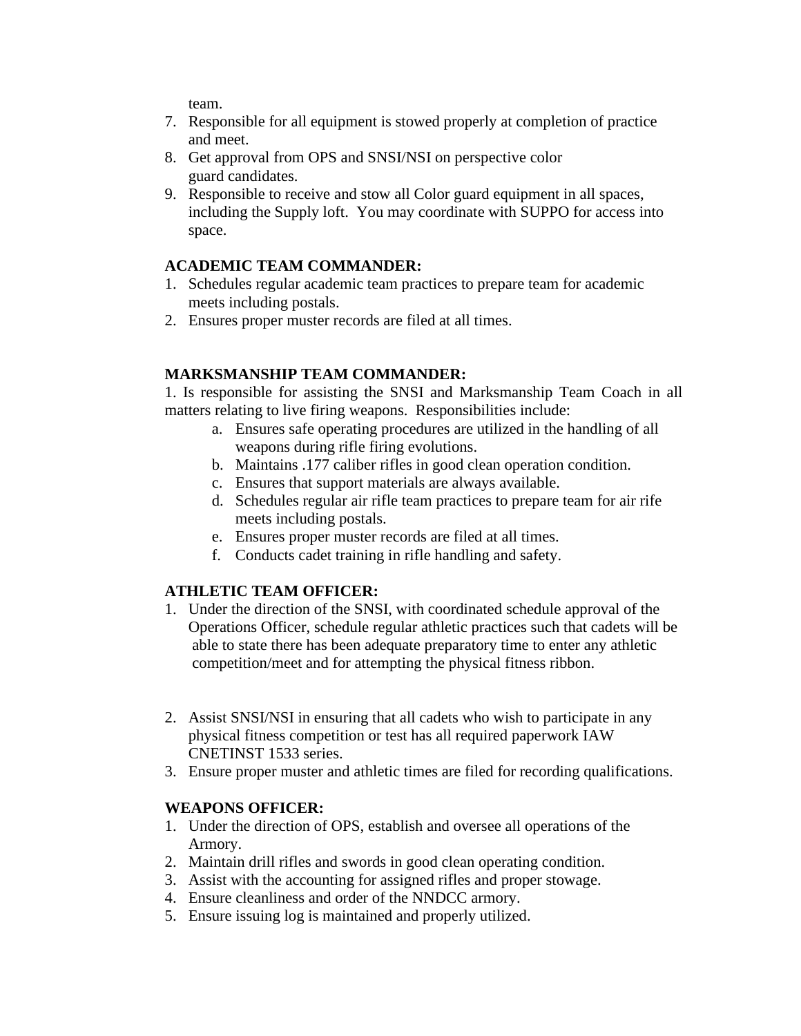team.

7. Responsible for all equipment is stowed properly at completion of practice and meet.
8. Get approval from OPS and SNSI/NSI on perspective color guard candidates.
9. Responsible to receive and stow all Color guard equipment in all spaces, including the Supply loft. You may coordinate with SUPPO for access into space.

**ACADEMIC TEAM COMMANDER:**

1. Schedules regular academic team practices to prepare team for academic meets including postals.
2. Ensures proper muster records are filed at all times.

**MARKSMANSHIP TEAM COMMANDER:**

1. Is responsible for assisting the SNSI and Marksmanship Team Coach in all matters relating to live firing weapons. Responsibilities include:
   a. Ensures safe operating procedures are utilized in the handling of all weapons during rifle firing evolutions.
   b. Maintains .177 caliber rifles in good clean operation condition.
   c. Ensures that support materials are always available.
   d. Schedules regular air rifle team practices to prepare team for air rife meets including postals.
   e. Ensures proper muster records are filed at all times.
   f. Conducts cadet training in rifle handling and safety.

**ATHLETIC TEAM OFFICER:**

1. Under the direction of the SNSI, with coordinated schedule approval of the Operations Officer, schedule regular athletic practices such that cadets will be able to state there has been adequate preparatory time to enter any athletic competition/meet and for attempting the physical fitness ribbon.

2. Assist SNSI/NSI in ensuring that all cadets who wish to participate in any physical fitness competition or test has all required paperwork IAW CNETINST 1533 series.
3. Ensure proper muster and athletic times are filed for recording qualifications.

**WEAPONS OFFICER:**

1. Under the direction of OPS, establish and oversee all operations of the Armory.
2. Maintain drill rifles and swords in good clean operating condition.
3. Assist with the accounting for assigned rifles and proper stowage.
4. Ensure cleanliness and order of the NNDCC armory.
5. Ensure issuing log is maintained and properly utilized.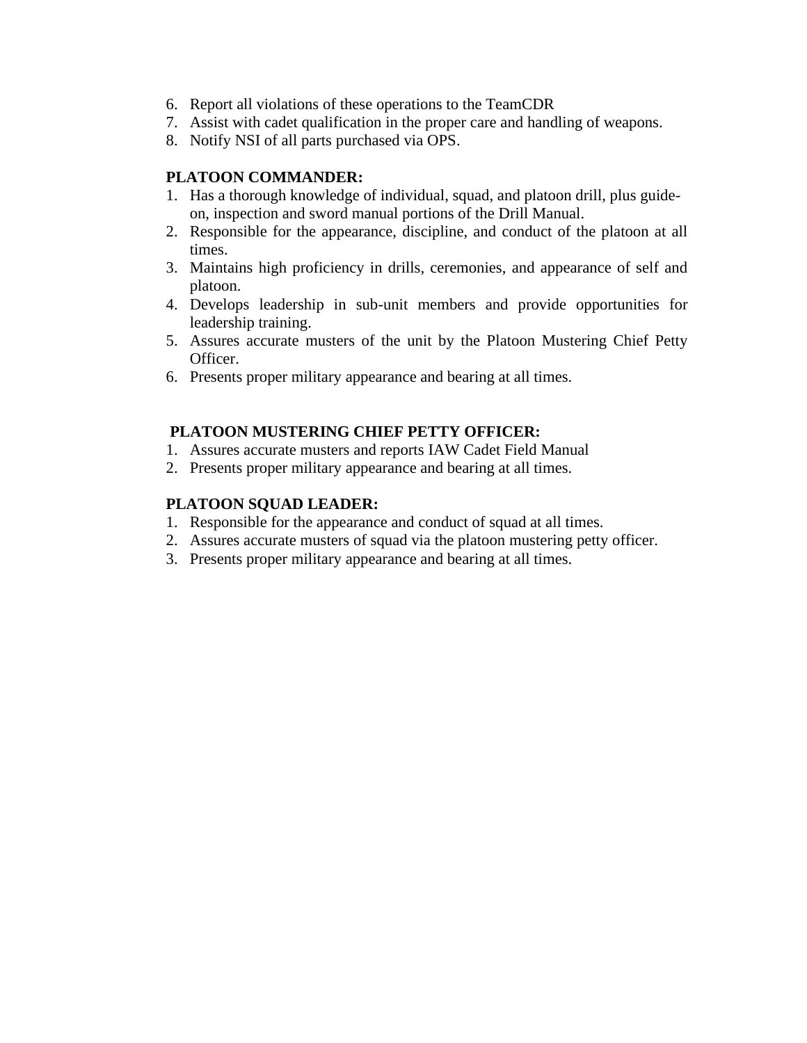6. Report all violations of these operations to the TeamCDR
7. Assist with cadet qualification in the proper care and handling of weapons.
8. Notify NSI of all parts purchased via OPS.

**PLATOON COMMANDER:**

1. Has a thorough knowledge of individual, squad, and platoon drill, plus guide-on, inspection and sword manual portions of the Drill Manual.
2. Responsible for the appearance, discipline, and conduct of the platoon at all times.
3. Maintains high proficiency in drills, ceremonies, and appearance of self and platoon.
4. Develops leadership in sub-unit members and provide opportunities for leadership training.
5. Assures accurate musters of the unit by the Platoon Mustering Chief Petty Officer.
6. Presents proper military appearance and bearing at all times.

**PLATOON MUSTERING CHIEF PETTY OFFICER:**

1. Assures accurate musters and reports IAW Cadet Field Manual
2. Presents proper military appearance and bearing at all times.

**PLATOON SQUAD LEADER:**

1. Responsible for the appearance and conduct of squad at all times.
2. Assures accurate musters of squad via the platoon mustering petty officer.
3. Presents proper military appearance and bearing at all times.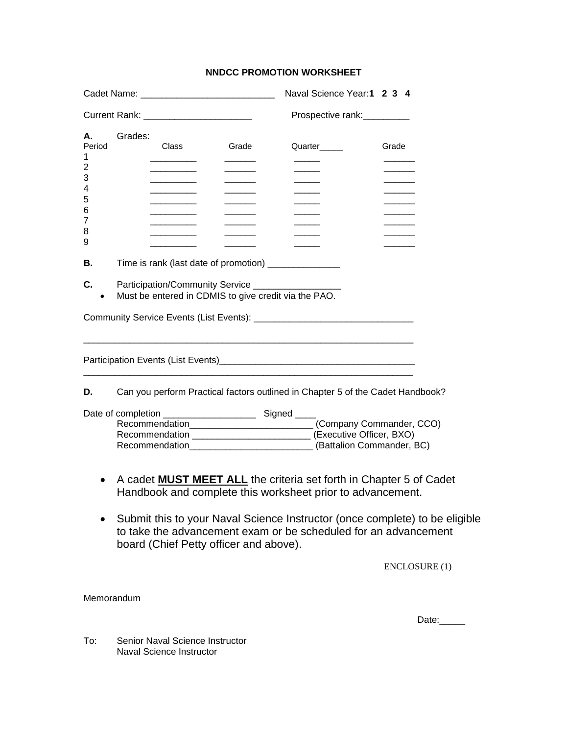**NNDCC PROMOTION WORKSHEET**

Cadet Name: ___________________________ Naval Science Year: **1 2 3 4**

Current Rank: ______________________ Prospective rank:_________

**A.** Grades:

| Period | Class | Grade | Quarter_____ | Grade |
|---|---|---|---|---|
| 1 | _________ | ______ | _____ | ______ |
| 2 | _________ | ______ | _____ | ______ |
| 3 | _________ | ______ | _____ | ______ |
| 4 | _________ | ______ | _____ | ______ |
| 5 | _________ | ______ | _____ | ______ |
| 6 | _________ | ______ | _____ | ______ |
| 7 | _________ | ______ | _____ | ______ |
| 8 | _________ | ______ | _____ | ______ |
| 9 | _________ | ______ | _____ | ______ |

**B.** Time is rank (last date of promotion) ______________

**C.** Participation/Community Service _________________

- Must be entered in CDMIS to give credit via the PAO.

Community Service Events (List Events): _______________________________

_________________________________________________________________

Participation Events (List Events)______________________________________

_________________________________________________________________

**D.** Can you perform Practical factors outlined in Chapter 5 of the Cadet Handbook?

Date of completion __________________ Signed ____

Recommendation________________________ (Company Commander, CCO)

Recommendation _______________________ (Executive Officer, BXO)

Recommendation________________________ (Battalion Commander, BC)

- A cadet **MUST MEET ALL** the criteria set forth in Chapter 5 of Cadet Handbook and complete this worksheet prior to advancement.
- Submit this to your Naval Science Instructor (once complete) to be eligible to take the advancement exam or be scheduled for an advancement board (Chief Petty officer and above).

ENCLOSURE (1)

Memorandum

Date:_____

To: Senior Naval Science Instructor
Naval Science Instructor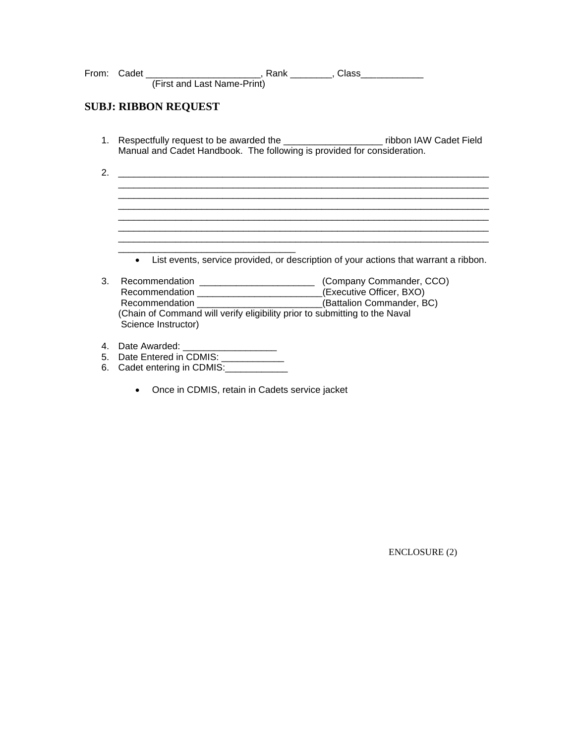From: Cadet ______________________, Rank ________, Class____________
(First and Last Name-Print)

**SUBJ: RIBBON REQUEST**

1. Respectfully request to be awarded the ___________________ ribbon IAW Cadet Field Manual and Cadet Handbook. The following is provided for consideration.

2. ___________________________________________________________________________
___________________________________________________________________________
___________________________________________________________________________
___________________________________________________________________________
___________________________________________________________________________
___________________________________________________________________________
___________________________________________________________________________
___________________________________
   - List events, service provided, or description of your actions that warrant a ribbon.

3. Recommendation ______________________ (Company Commander, CCO)
   Recommendation ________________________(Executive Officer, BXO)
   Recommendation ________________________(Battalion Commander, BC)
   (Chain of Command will verify eligibility prior to submitting to the Naval Science Instructor)

4. Date Awarded: _________________
5. Date Entered in CDMIS: ____________
6. Cadet entering in CDMIS:____________

   - Once in CDMIS, retain in Cadets service jacket

ENCLOSURE (2)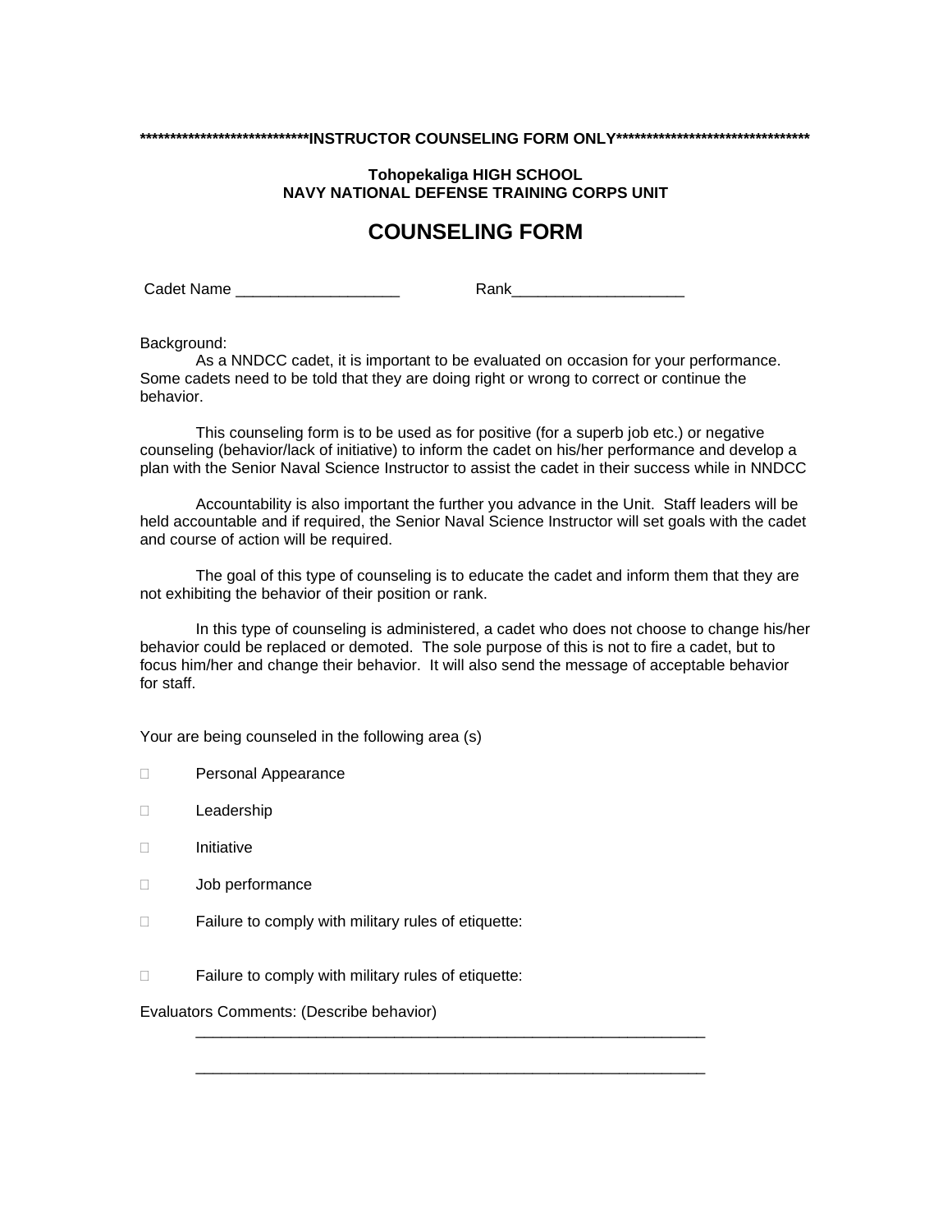****************************INSTRUCTOR COUNSELING FORM ONLY*********************************

**Tohopekaliga HIGH SCHOOL**
**NAVY NATIONAL DEFENSE TRAINING CORPS UNIT**

# COUNSELING FORM

Cadet Name ___________________ Rank____________________

Background:

As a NNDCC cadet, it is important to be evaluated on occasion for your performance. Some cadets need to be told that they are doing right or wrong to correct or continue the behavior.

This counseling form is to be used as for positive (for a superb job etc.) or negative counseling (behavior/lack of initiative) to inform the cadet on his/her performance and develop a plan with the Senior Naval Science Instructor to assist the cadet in their success while in NNDCC

Accountability is also important the further you advance in the Unit. Staff leaders will be held accountable and if required, the Senior Naval Science Instructor will set goals with the cadet and course of action will be required.

The goal of this type of counseling is to educate the cadet and inform them that they are not exhibiting the behavior of their position or rank.

In this type of counseling is administered, a cadet who does not choose to change his/her behavior could be replaced or demoted. The sole purpose of this is not to fire a cadet, but to focus him/her and change their behavior. It will also send the message of acceptable behavior for staff.

Your are being counseled in the following area (s)

- ☐ Personal Appearance
- ☐ Leadership
- ☐ Initiative
- ☐ Job performance
- ☐ Failure to comply with military rules of etiquette:
- ☐ Failure to comply with military rules of etiquette:

Evaluators Comments: (Describe behavior)

_______________________________________________________________

_______________________________________________________________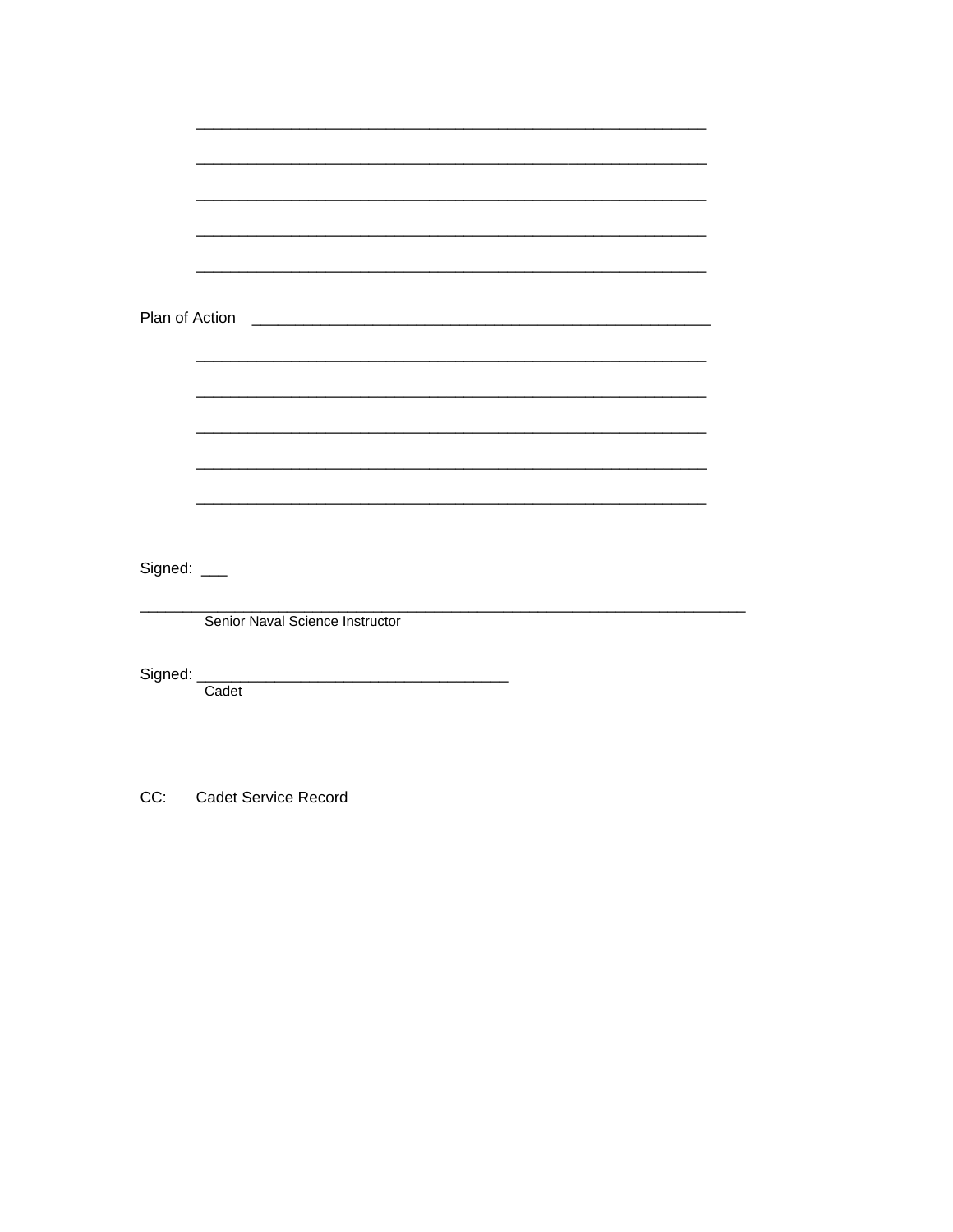\_\_\_\_\_\_\_\_\_\_\_\_\_\_\_\_\_\_\_\_\_\_\_\_\_\_\_\_\_\_\_\_\_\_\_\_\_\_\_\_\_\_\_\_\_\_\_\_\_\_\_\_\_\_\_\_\_

\_\_\_\_\_\_\_\_\_\_\_\_\_\_\_\_\_\_\_\_\_\_\_\_\_\_\_\_\_\_\_\_\_\_\_\_\_\_\_\_\_\_\_\_\_\_\_\_\_\_\_\_\_\_\_\_\_

\_\_\_\_\_\_\_\_\_\_\_\_\_\_\_\_\_\_\_\_\_\_\_\_\_\_\_\_\_\_\_\_\_\_\_\_\_\_\_\_\_\_\_\_\_\_\_\_\_\_\_\_\_\_\_\_\_

\_\_\_\_\_\_\_\_\_\_\_\_\_\_\_\_\_\_\_\_\_\_\_\_\_\_\_\_\_\_\_\_\_\_\_\_\_\_\_\_\_\_\_\_\_\_\_\_\_\_\_\_\_\_\_\_\_

\_\_\_\_\_\_\_\_\_\_\_\_\_\_\_\_\_\_\_\_\_\_\_\_\_\_\_\_\_\_\_\_\_\_\_\_\_\_\_\_\_\_\_\_\_\_\_\_\_\_\_\_\_\_\_\_\_

Plan of Action \_\_\_\_\_\_\_\_\_\_\_\_\_\_\_\_\_\_\_\_\_\_\_\_\_\_\_\_\_\_\_\_\_\_\_\_\_\_\_\_\_\_\_\_\_\_\_\_\_\_\_\_\_

\_\_\_\_\_\_\_\_\_\_\_\_\_\_\_\_\_\_\_\_\_\_\_\_\_\_\_\_\_\_\_\_\_\_\_\_\_\_\_\_\_\_\_\_\_\_\_\_\_\_\_\_\_\_\_\_\_

\_\_\_\_\_\_\_\_\_\_\_\_\_\_\_\_\_\_\_\_\_\_\_\_\_\_\_\_\_\_\_\_\_\_\_\_\_\_\_\_\_\_\_\_\_\_\_\_\_\_\_\_\_\_\_\_\_

\_\_\_\_\_\_\_\_\_\_\_\_\_\_\_\_\_\_\_\_\_\_\_\_\_\_\_\_\_\_\_\_\_\_\_\_\_\_\_\_\_\_\_\_\_\_\_\_\_\_\_\_\_\_\_\_\_

\_\_\_\_\_\_\_\_\_\_\_\_\_\_\_\_\_\_\_\_\_\_\_\_\_\_\_\_\_\_\_\_\_\_\_\_\_\_\_\_\_\_\_\_\_\_\_\_\_\_\_\_\_\_\_\_\_

\_\_\_\_\_\_\_\_\_\_\_\_\_\_\_\_\_\_\_\_\_\_\_\_\_\_\_\_\_\_\_\_\_\_\_\_\_\_\_\_\_\_\_\_\_\_\_\_\_\_\_\_\_\_\_\_\_

Signed: \_\_\_

\_\_\_\_\_\_\_\_\_\_\_\_\_\_\_\_\_\_\_\_\_\_\_\_\_\_\_\_\_\_\_\_\_\_\_\_\_\_\_\_\_\_\_\_\_\_\_\_\_\_\_\_\_\_\_\_\_\_\_\_\_\_\_\_\_
Senior Naval Science Instructor

Signed: \_\_\_\_\_\_\_\_\_\_\_\_\_\_\_\_\_\_\_\_\_\_\_\_\_\_\_\_\_\_\_\_\_\_\_
Cadet

CC: Cadet Service Record